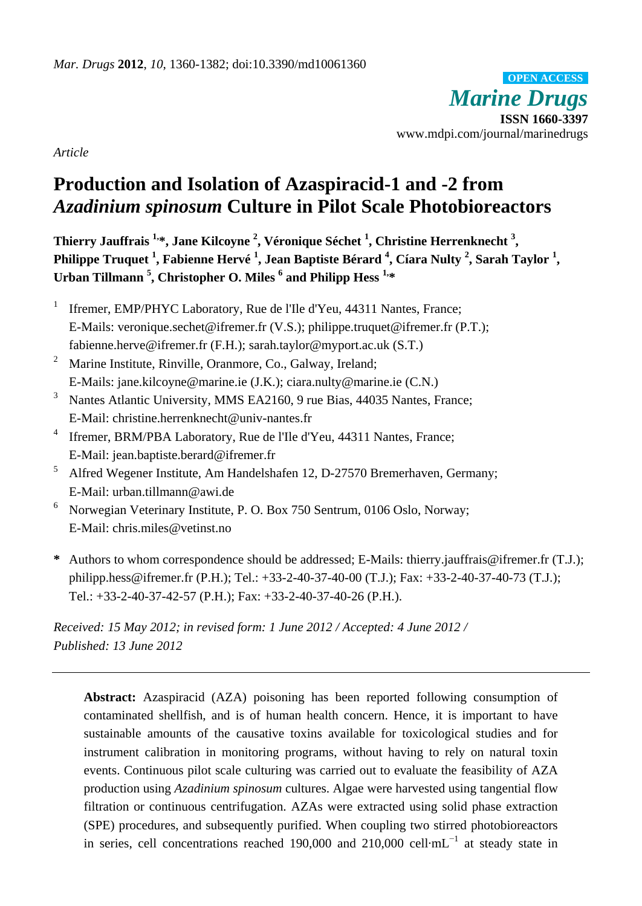*Article*

# Production and Isolation of Azaspiracid-1 and -2 from *Azadinium spinosum* Culture in Pilot Scale Photobioreactors

**Thierry Jauffrais [1,*], Jane Kilcoyne [2], Véronique Séchet [1], Christine Herrenknecht [3], Philippe Truquet [1], Fabienne Hervé [1], Jean Baptiste Bérard [4], Cíara Nulty [2], Sarah Taylor [1], Urban Tillmann [5], Christopher O. Miles [6] and Philipp Hess [1,*]**

1. Ifremer, EMP/PHYC Laboratory, Rue de l'Ile d'Yeu, 44311 Nantes, France; E-Mails: veronique.sechet@ifremer.fr (V.S.); philippe.truquet@ifremer.fr (P.T.); fabienne.herve@ifremer.fr (F.H.); sarah.taylor@myport.ac.uk (S.T.)
2. Marine Institute, Rinville, Oranmore, Co., Galway, Ireland; E-Mails: jane.kilcoyne@marine.ie (J.K.); ciara.nulty@marine.ie (C.N.)
3. Nantes Atlantic University, MMS EA2160, 9 rue Bias, 44035 Nantes, France; E-Mail: christine.herrenknecht@univ-nantes.fr
4. Ifremer, BRM/PBA Laboratory, Rue de l'Ile d'Yeu, 44311 Nantes, France; E-Mail: jean.baptiste.berard@ifremer.fr
5. Alfred Wegener Institute, Am Handelshafen 12, D-27570 Bremerhaven, Germany; E-Mail: urban.tillmann@awi.de
6. Norwegian Veterinary Institute, P. O. Box 750 Sentrum, 0106 Oslo, Norway; E-Mail: chris.miles@vetinst.no

**\*** Authors to whom correspondence should be addressed; E-Mails: thierry.jauffrais@ifremer.fr (T.J.); philipp.hess@ifremer.fr (P.H.); Tel.: +33-2-40-37-40-00 (T.J.); Fax: +33-2-40-37-40-73 (T.J.); Tel.: +33-2-40-37-42-57 (P.H.); Fax: +33-2-40-37-40-26 (P.H.).

*Received: 15 May 2012; in revised form: 1 June 2012 / Accepted: 4 June 2012 / Published: 13 June 2012*

---

**Abstract:** Azaspiracid (AZA) poisoning has been reported following consumption of contaminated shellfish, and is of human health concern. Hence, it is important to have sustainable amounts of the causative toxins available for toxicological studies and for instrument calibration in monitoring programs, without having to rely on natural toxin events. Continuous pilot scale culturing was carried out to evaluate the feasibility of AZA production using *Azadinium spinosum* cultures. Algae were harvested using tangential flow filtration or continuous centrifugation. AZAs were extracted using solid phase extraction (SPE) procedures, and subsequently purified. When coupling two stirred photobioreactors in series, cell concentrations reached 190,000 and 210,000 cell·mL$^{-1}$ at steady state in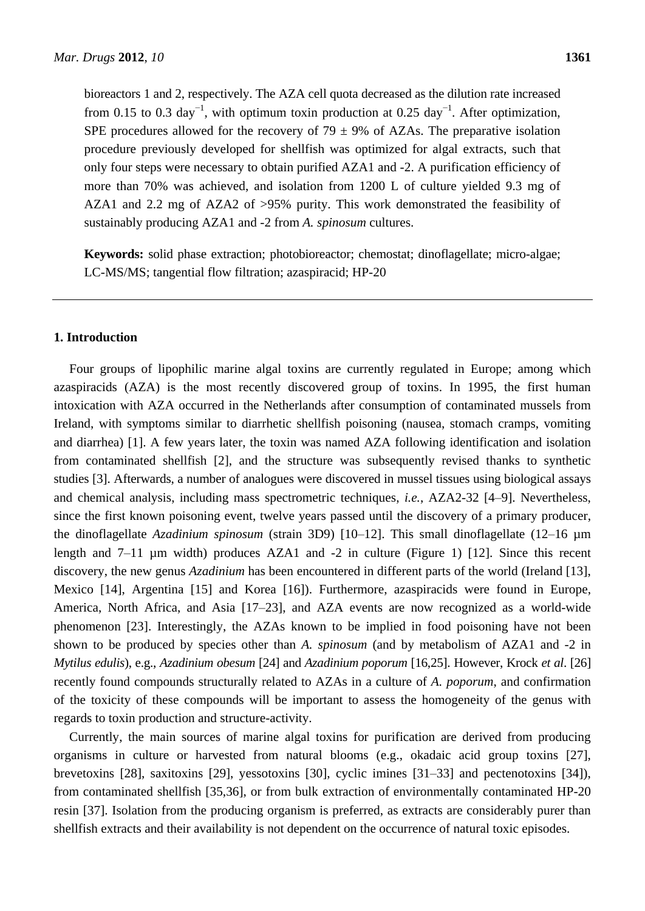bioreactors 1 and 2, respectively. The AZA cell quota decreased as the dilution rate increased from 0.15 to 0.3 $day^{-1}$, with optimum toxin production at 0.25 $day^{-1}$. After optimization, SPE procedures allowed for the recovery of 79 ± 9% of AZAs. The preparative isolation procedure previously developed for shellfish was optimized for algal extracts, such that only four steps were necessary to obtain purified AZA1 and -2. A purification efficiency of more than 70% was achieved, and isolation from 1200 L of culture yielded 9.3 mg of AZA1 and 2.2 mg of AZA2 of >95% purity. This work demonstrated the feasibility of sustainably producing AZA1 and -2 from *A. spinosum* cultures.

**Keywords:** solid phase extraction; photobioreactor; chemostat; dinoflagellate; micro-algae; LC-MS/MS; tangential flow filtration; azaspiracid; HP-20

---

## 1. Introduction

Four groups of lipophilic marine algal toxins are currently regulated in Europe; among which azaspiracids (AZA) is the most recently discovered group of toxins. In 1995, the first human intoxication with AZA occurred in the Netherlands after consumption of contaminated mussels from Ireland, with symptoms similar to diarrhetic shellfish poisoning (nausea, stomach cramps, vomiting and diarrhea) [1]. A few years later, the toxin was named AZA following identification and isolation from contaminated shellfish [2], and the structure was subsequently revised thanks to synthetic studies [3]. Afterwards, a number of analogues were discovered in mussel tissues using biological assays and chemical analysis, including mass spectrometric techniques, *i.e.*, AZA2-32 [4–9]. Nevertheless, since the first known poisoning event, twelve years passed until the discovery of a primary producer, the dinoflagellate *Azadinium spinosum* (strain 3D9) [10–12]. This small dinoflagellate (12–16 µm length and 7–11 µm width) produces AZA1 and -2 in culture (Figure 1) [12]. Since this recent discovery, the new genus *Azadinium* has been encountered in different parts of the world (Ireland [13], Mexico [14], Argentina [15] and Korea [16]). Furthermore, azaspiracids were found in Europe, America, North Africa, and Asia [17–23], and AZA events are now recognized as a world-wide phenomenon [23]. Interestingly, the AZAs known to be implied in food poisoning have not been shown to be produced by species other than *A. spinosum* (and by metabolism of AZA1 and -2 in *Mytilus edulis*), e.g., *Azadinium obesum* [24] and *Azadinium poporum* [16,25]. However, Krock *et al*. [26] recently found compounds structurally related to AZAs in a culture of *A. poporum*, and confirmation of the toxicity of these compounds will be important to assess the homogeneity of the genus with regards to toxin production and structure-activity.

Currently, the main sources of marine algal toxins for purification are derived from producing organisms in culture or harvested from natural blooms (e.g., okadaic acid group toxins [27], brevetoxins [28], saxitoxins [29], yessotoxins [30], cyclic imines [31–33] and pectenotoxins [34]), from contaminated shellfish [35,36], or from bulk extraction of environmentally contaminated HP-20 resin [37]. Isolation from the producing organism is preferred, as extracts are considerably purer than shellfish extracts and their availability is not dependent on the occurrence of natural toxic episodes.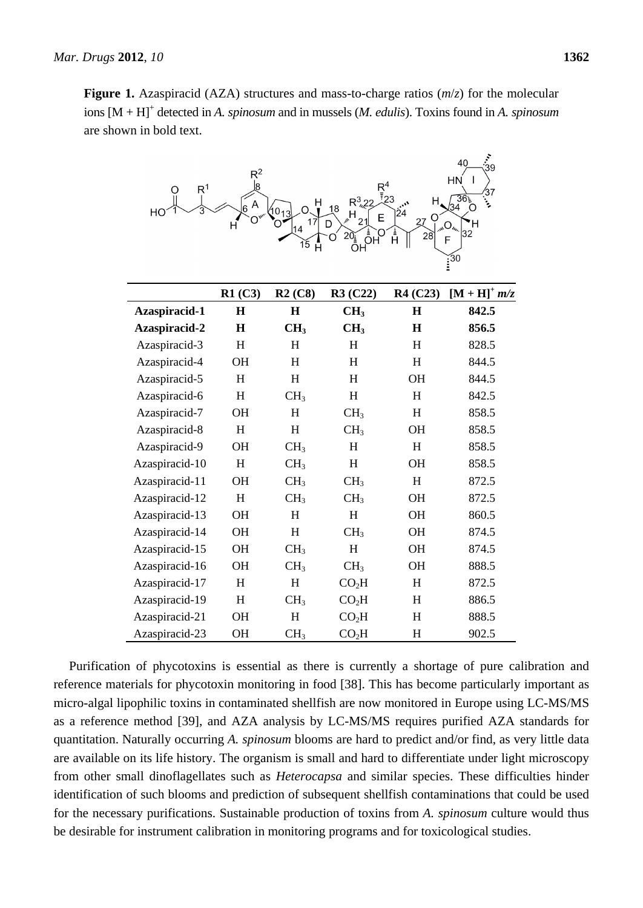**Figure 1.** Azaspiracid (AZA) structures and mass-to-charge ratios ($m/z$) for the molecular ions $[M + H]^+$ detected in *A. spinosum* and in mussels (*M. edulis*). Toxins found in *A. spinosum* are shown in bold text.

| | R1 (C3) | R2 (C8) | R3 (C22) | R4 (C23) | $[M + H]^+$ $m/z$ |
|---|---|---|---|---|---|
| **Azaspiracid-1** | **H** | **H** | **$CH_3$** | **H** | **842.5** |
| **Azaspiracid-2** | **H** | **$CH_3$** | **$CH_3$** | **H** | **856.5** |
| Azaspiracid-3 | H | H | H | H | 828.5 |
| Azaspiracid-4 | OH | H | H | H | 844.5 |
| Azaspiracid-5 | H | H | H | OH | 844.5 |
| Azaspiracid-6 | H | $CH_3$ | H | H | 842.5 |
| Azaspiracid-7 | OH | H | $CH_3$ | H | 858.5 |
| Azaspiracid-8 | H | H | $CH_3$ | OH | 858.5 |
| Azaspiracid-9 | OH | $CH_3$ | H | H | 858.5 |
| Azaspiracid-10 | H | $CH_3$ | H | OH | 858.5 |
| Azaspiracid-11 | OH | $CH_3$ | $CH_3$ | H | 872.5 |
| Azaspiracid-12 | H | $CH_3$ | $CH_3$ | OH | 872.5 |
| Azaspiracid-13 | OH | H | H | OH | 860.5 |
| Azaspiracid-14 | OH | H | $CH_3$ | OH | 874.5 |
| Azaspiracid-15 | OH | $CH_3$ | H | OH | 874.5 |
| Azaspiracid-16 | OH | $CH_3$ | $CH_3$ | OH | 888.5 |
| Azaspiracid-17 | H | H | $CO_2H$ | H | 872.5 |
| Azaspiracid-19 | H | $CH_3$ | $CO_2H$ | H | 886.5 |
| Azaspiracid-21 | OH | H | $CO_2H$ | H | 888.5 |
| Azaspiracid-23 | OH | $CH_3$ | $CO_2H$ | H | 902.5 |

Purification of phycotoxins is essential as there is currently a shortage of pure calibration and reference materials for phycotoxin monitoring in food [38]. This has become particularly important as micro-algal lipophilic toxins in contaminated shellfish are now monitored in Europe using LC-MS/MS as a reference method [39], and AZA analysis by LC-MS/MS requires purified AZA standards for quantitation. Naturally occurring *A. spinosum* blooms are hard to predict and/or find, as very little data are available on its life history. The organism is small and hard to differentiate under light microscopy from other small dinoflagellates such as *Heterocapsa* and similar species. These difficulties hinder identification of such blooms and prediction of subsequent shellfish contaminations that could be used for the necessary purifications. Sustainable production of toxins from *A. spinosum* culture would thus be desirable for instrument calibration in monitoring programs and for toxicological studies.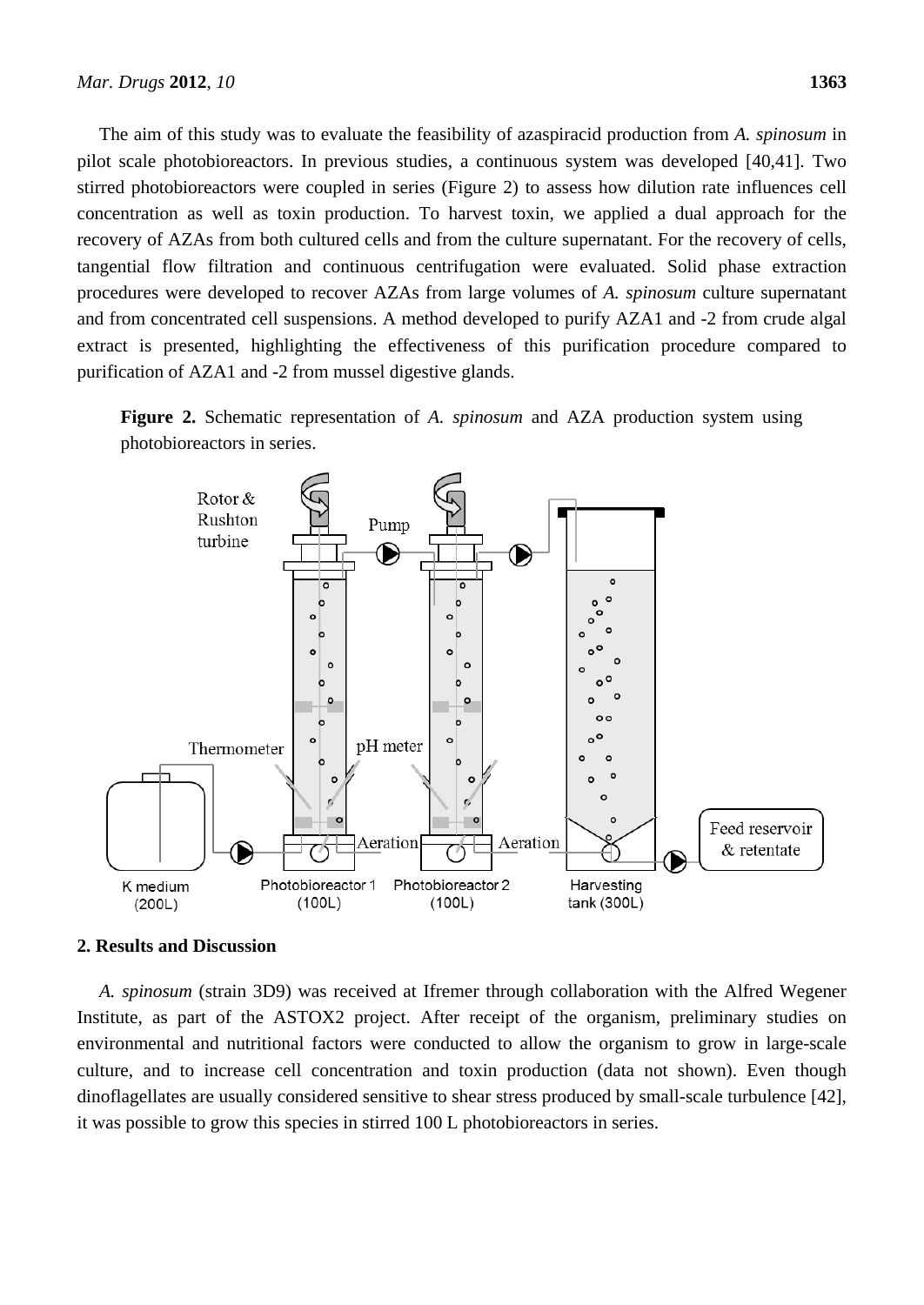The aim of this study was to evaluate the feasibility of azaspiracid production from *A. spinosum* in pilot scale photobioreactors. In previous studies, a continuous system was developed [40,41]. Two stirred photobioreactors were coupled in series (Figure 2) to assess how dilution rate influences cell concentration as well as toxin production. To harvest toxin, we applied a dual approach for the recovery of AZAs from both cultured cells and from the culture supernatant. For the recovery of cells, tangential flow filtration and continuous centrifugation were evaluated. Solid phase extraction procedures were developed to recover AZAs from large volumes of *A. spinosum* culture supernatant and from concentrated cell suspensions. A method developed to purify AZA1 and -2 from crude algal extract is presented, highlighting the effectiveness of this purification procedure compared to purification of AZA1 and -2 from mussel digestive glands.

**Figure 2.** Schematic representation of *A. spinosum* and AZA production system using photobioreactors in series.

## 2. Results and Discussion

*A. spinosum* (strain 3D9) was received at Ifremer through collaboration with the Alfred Wegener Institute, as part of the ASTOX2 project. After receipt of the organism, preliminary studies on environmental and nutritional factors were conducted to allow the organism to grow in large-scale culture, and to increase cell concentration and toxin production (data not shown). Even though dinoflagellates are usually considered sensitive to shear stress produced by small-scale turbulence [42], it was possible to grow this species in stirred 100 L photobioreactors in series.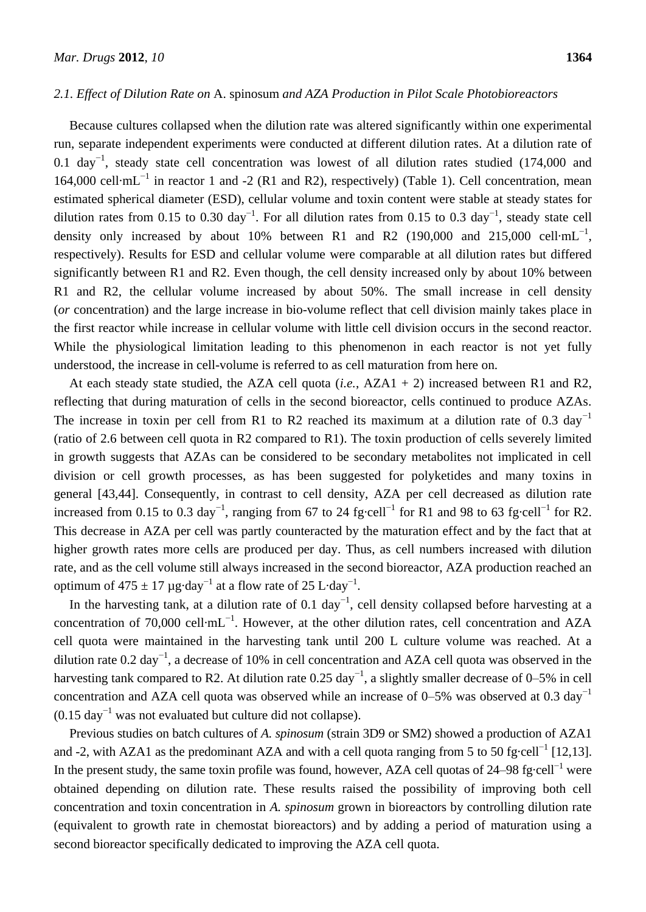### 2.1. Effect of Dilution Rate on *A.* spinosum *and AZA Production in Pilot Scale Photobioreactors*

Because cultures collapsed when the dilution rate was altered significantly within one experimental run, separate independent experiments were conducted at different dilution rates. At a dilution rate of 0.1 day$^{-1}$, steady state cell concentration was lowest of all dilution rates studied (174,000 and 164,000 cell·mL$^{-1}$ in reactor 1 and -2 (R1 and R2), respectively) (Table 1). Cell concentration, mean estimated spherical diameter (ESD), cellular volume and toxin content were stable at steady states for dilution rates from 0.15 to 0.30 day$^{-1}$. For all dilution rates from 0.15 to 0.3 day$^{-1}$, steady state cell density only increased by about 10% between R1 and R2 (190,000 and 215,000 cell·mL$^{-1}$, respectively). Results for ESD and cellular volume were comparable at all dilution rates but differed significantly between R1 and R2. Even though, the cell density increased only by about 10% between R1 and R2, the cellular volume increased by about 50%. The small increase in cell density (*or* concentration) and the large increase in bio-volume reflect that cell division mainly takes place in the first reactor while increase in cellular volume with little cell division occurs in the second reactor. While the physiological limitation leading to this phenomenon in each reactor is not yet fully understood, the increase in cell-volume is referred to as cell maturation from here on.

At each steady state studied, the AZA cell quota (*i.e.*, AZA1 + 2) increased between R1 and R2, reflecting that during maturation of cells in the second bioreactor, cells continued to produce AZAs. The increase in toxin per cell from R1 to R2 reached its maximum at a dilution rate of 0.3 day$^{-1}$ (ratio of 2.6 between cell quota in R2 compared to R1). The toxin production of cells severely limited in growth suggests that AZAs can be considered to be secondary metabolites not implicated in cell division or cell growth processes, as has been suggested for polyketides and many toxins in general [43,44]. Consequently, in contrast to cell density, AZA per cell decreased as dilution rate increased from 0.15 to 0.3 day$^{-1}$, ranging from 67 to 24 fg·cell$^{-1}$ for R1 and 98 to 63 fg·cell$^{-1}$ for R2. This decrease in AZA per cell was partly counteracted by the maturation effect and by the fact that at higher growth rates more cells are produced per day. Thus, as cell numbers increased with dilution rate, and as the cell volume still always increased in the second bioreactor, AZA production reached an optimum of 475 ± 17 µg·day$^{-1}$ at a flow rate of 25 L·day$^{-1}$.

In the harvesting tank, at a dilution rate of 0.1 day$^{-1}$, cell density collapsed before harvesting at a concentration of 70,000 cell·mL$^{-1}$. However, at the other dilution rates, cell concentration and AZA cell quota were maintained in the harvesting tank until 200 L culture volume was reached. At a dilution rate 0.2 day$^{-1}$, a decrease of 10% in cell concentration and AZA cell quota was observed in the harvesting tank compared to R2. At dilution rate 0.25 day$^{-1}$, a slightly smaller decrease of 0–5% in cell concentration and AZA cell quota was observed while an increase of 0–5% was observed at 0.3 day$^{-1}$ (0.15 day$^{-1}$ was not evaluated but culture did not collapse).

Previous studies on batch cultures of *A. spinosum* (strain 3D9 or SM2) showed a production of AZA1 and -2, with AZA1 as the predominant AZA and with a cell quota ranging from 5 to 50 fg·cell$^{-1}$ [12,13]. In the present study, the same toxin profile was found, however, AZA cell quotas of 24–98 fg·cell$^{-1}$ were obtained depending on dilution rate. These results raised the possibility of improving both cell concentration and toxin concentration in *A. spinosum* grown in bioreactors by controlling dilution rate (equivalent to growth rate in chemostat bioreactors) and by adding a period of maturation using a second bioreactor specifically dedicated to improving the AZA cell quota.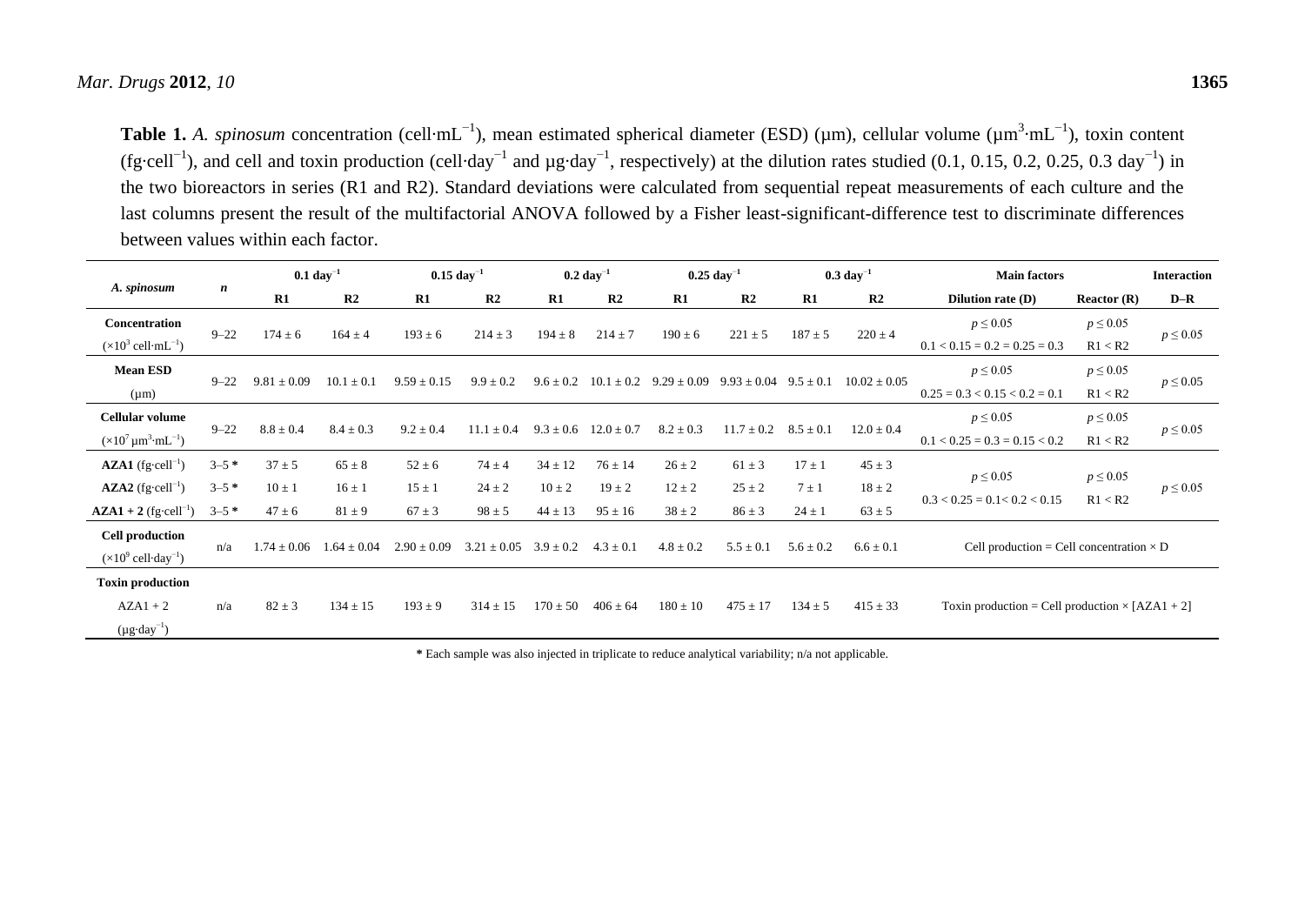**Table 1.** *A. spinosum* concentration (cell·mL$^{-1}$), mean estimated spherical diameter (ESD) (µm), cellular volume (µm$^{3}$·mL$^{-1}$), toxin content (fg·cell$^{-1}$), and cell and toxin production (cell·day$^{-1}$ and µg·day$^{-1}$, respectively) at the dilution rates studied (0.1, 0.15, 0.2, 0.25, 0.3 day$^{-1}$) in the two bioreactors in series (R1 and R2). Standard deviations were calculated from sequential repeat measurements of each culture and the last columns present the result of the multifactorial ANOVA followed by a Fisher least-significant-difference test to discriminate differences between values within each factor.

| *A. spinosum* | *n* | 0.1 day$^{-1}$ | | 0.15 day$^{-1}$ | | 0.2 day$^{-1}$ | | 0.25 day$^{-1}$ | | 0.3 day$^{-1}$ | | Main factors | | Interaction |
|---|---|---|---|---|---|---|---|---|---|---|---|---|---|---|
| | | **R1** | **R2** | **R1** | **R2** | **R1** | **R2** | **R1** | **R2** | **R1** | **R2** | **Dilution rate (D)** | **Reactor (R)** | **D–R** |
| **Concentration** ($\times 10^3$ cell·mL$^{-1}$) | 9–22 | 174 ± 6 | 164 ± 4 | 193 ± 6 | 214 ± 3 | 194 ± 8 | 214 ± 7 | 190 ± 6 | 221 ± 5 | 187 ± 5 | 220 ± 4 | $p \leq 0.05$ 0.1 < 0.15 = 0.2 = 0.25 = 0.3 | $p \leq 0.05$ R1 < R2 | $p \leq 0.05$ |
| **Mean ESD** (µm) | 9–22 | 9.81 ± 0.09 | 10.1 ± 0.1 | 9.59 ± 0.15 | 9.9 ± 0.2 | 9.6 ± 0.2 | 10.1 ± 0.2 | 9.29 ± 0.09 | 9.93 ± 0.04 | 9.5 ± 0.1 | 10.02 ± 0.05 | $p \leq 0.05$ 0.25 = 0.3 < 0.15 < 0.2 = 0.1 | $p \leq 0.05$ R1 < R2 | $p \leq 0.05$ |
| **Cellular volume** ($\times 10^7$ µm$^3$·mL$^{-1}$) | 9–22 | 8.8 ± 0.4 | 8.4 ± 0.3 | 9.2 ± 0.4 | 11.1 ± 0.4 | 9.3 ± 0.6 | 12.0 ± 0.7 | 8.2 ± 0.3 | 11.7 ± 0.2 | 8.5 ± 0.1 | 12.0 ± 0.4 | $p \leq 0.05$ 0.1 < 0.25 = 0.3 = 0.15 < 0.2 | $p \leq 0.05$ R1 < R2 | $p \leq 0.05$ |
| **AZA1** (fg·cell$^{-1}$) | 3–5 * | 37 ± 5 | 65 ± 8 | 52 ± 6 | 74 ± 4 | 34 ± 12 | 76 ± 14 | 26 ± 2 | 61 ± 3 | 17 ± 1 | 45 ± 3 | $p \leq 0.05$ 0.3 < 0.25 = 0.1< 0.2 < 0.15 | $p \leq 0.05$ R1 < R2 | $p \leq 0.05$ |
| **AZA2** (fg·cell$^{-1}$) | 3–5 * | 10 ± 1 | 16 ± 1 | 15 ± 1 | 24 ± 2 | 10 ± 2 | 19 ± 2 | 12 ± 2 | 25 ± 2 | 7 ± 1 | 18 ± 2 | | | |
| **AZA1 + 2** (fg·cell$^{-1}$) | 3–5 * | 47 ± 6 | 81 ± 9 | 67 ± 3 | 98 ± 5 | 44 ± 13 | 95 ± 16 | 38 ± 2 | 86 ± 3 | 24 ± 1 | 63 ± 5 | | | |
| **Cell production** ($\times 10^9$ cell·day$^{-1}$) | n/a | 1.74 ± 0.06 | 1.64 ± 0.04 | 2.90 ± 0.09 | 3.21 ± 0.05 | 3.9 ± 0.2 | 4.3 ± 0.1 | 4.8 ± 0.2 | 5.5 ± 0.1 | 5.6 ± 0.2 | 6.6 ± 0.1 | Cell production = Cell concentration × D | | |
| **Toxin production** AZA1 + 2 (µg·day$^{-1}$) | n/a | 82 ± 3 | 134 ± 15 | 193 ± 9 | 314 ± 15 | 170 ± 50 | 406 ± 64 | 180 ± 10 | 475 ± 17 | 134 ± 5 | 415 ± 33 | Toxin production = Cell production × [AZA1 + 2] | | |

* Each sample was also injected in triplicate to reduce analytical variability; n/a not applicable.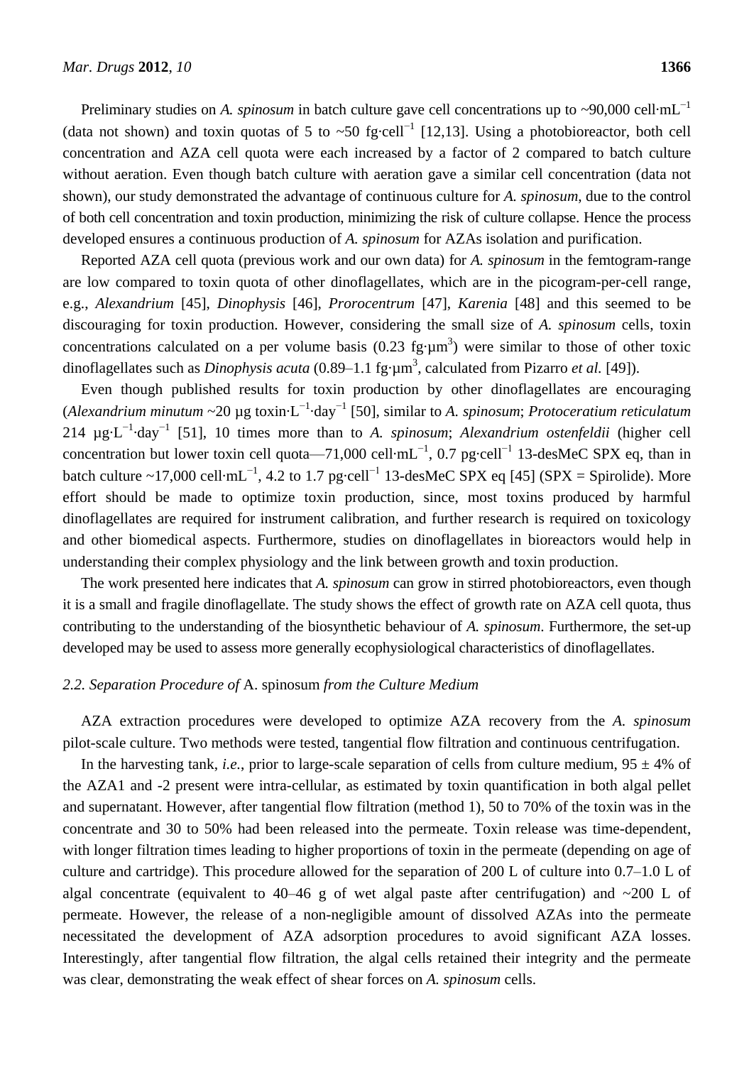Preliminary studies on *A. spinosum* in batch culture gave cell concentrations up to ~90,000 cell·mL$^{-1}$ (data not shown) and toxin quotas of 5 to ~50 fg·cell$^{-1}$ [12,13]. Using a photobioreactor, both cell concentration and AZA cell quota were each increased by a factor of 2 compared to batch culture without aeration. Even though batch culture with aeration gave a similar cell concentration (data not shown), our study demonstrated the advantage of continuous culture for *A. spinosum*, due to the control of both cell concentration and toxin production, minimizing the risk of culture collapse. Hence the process developed ensures a continuous production of *A. spinosum* for AZAs isolation and purification.

Reported AZA cell quota (previous work and our own data) for *A. spinosum* in the femtogram-range are low compared to toxin quota of other dinoflagellates, which are in the picogram-per-cell range, e.g., *Alexandrium* [45], *Dinophysis* [46], *Prorocentrum* [47], *Karenia* [48] and this seemed to be discouraging for toxin production. However, considering the small size of *A. spinosum* cells, toxin concentrations calculated on a per volume basis (0.23 fg·µm$^3$) were similar to those of other toxic dinoflagellates such as *Dinophysis acuta* (0.89–1.1 fg·µm$^3$, calculated from Pizarro *et al.* [49]).

Even though published results for toxin production by other dinoflagellates are encouraging (*Alexandrium minutum* ~20 µg toxin·L$^{-1}$·day$^{-1}$ [50], similar to *A. spinosum*; *Protoceratium reticulatum* 214 µg·L$^{-1}$·day$^{-1}$ [51], 10 times more than to *A. spinosum*; *Alexandrium ostenfeldii* (higher cell concentration but lower toxin cell quota—71,000 cell·mL$^{-1}$, 0.7 pg·cell$^{-1}$ 13-desMeC SPX eq, than in batch culture ~17,000 cell·mL$^{-1}$, 4.2 to 1.7 pg·cell$^{-1}$ 13-desMeC SPX eq [45] (SPX = Spirolide). More effort should be made to optimize toxin production, since, most toxins produced by harmful dinoflagellates are required for instrument calibration, and further research is required on toxicology and other biomedical aspects. Furthermore, studies on dinoflagellates in bioreactors would help in understanding their complex physiology and the link between growth and toxin production.

The work presented here indicates that *A. spinosum* can grow in stirred photobioreactors, even though it is a small and fragile dinoflagellate. The study shows the effect of growth rate on AZA cell quota, thus contributing to the understanding of the biosynthetic behaviour of *A. spinosum*. Furthermore, the set-up developed may be used to assess more generally ecophysiological characteristics of dinoflagellates.

### *2.2. Separation Procedure of* A. spinosum *from the Culture Medium*

AZA extraction procedures were developed to optimize AZA recovery from the *A. spinosum* pilot-scale culture. Two methods were tested, tangential flow filtration and continuous centrifugation.

In the harvesting tank, *i.e.*, prior to large-scale separation of cells from culture medium, 95 ± 4% of the AZA1 and -2 present were intra-cellular, as estimated by toxin quantification in both algal pellet and supernatant. However, after tangential flow filtration (method 1), 50 to 70% of the toxin was in the concentrate and 30 to 50% had been released into the permeate. Toxin release was time-dependent, with longer filtration times leading to higher proportions of toxin in the permeate (depending on age of culture and cartridge). This procedure allowed for the separation of 200 L of culture into 0.7–1.0 L of algal concentrate (equivalent to 40–46 g of wet algal paste after centrifugation) and ~200 L of permeate. However, the release of a non-negligible amount of dissolved AZAs into the permeate necessitated the development of AZA adsorption procedures to avoid significant AZA losses. Interestingly, after tangential flow filtration, the algal cells retained their integrity and the permeate was clear, demonstrating the weak effect of shear forces on *A. spinosum* cells.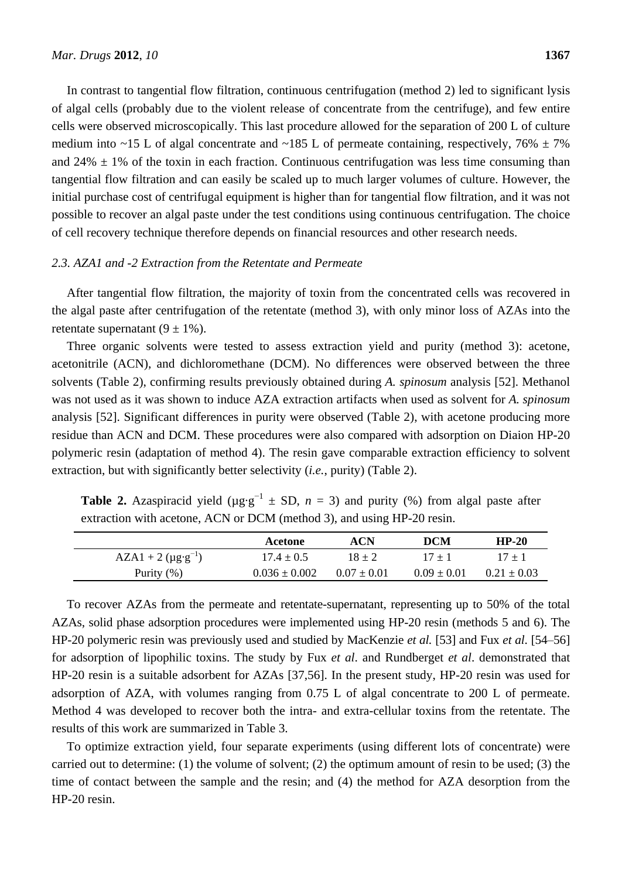In contrast to tangential flow filtration, continuous centrifugation (method 2) led to significant lysis of algal cells (probably due to the violent release of concentrate from the centrifuge), and few entire cells were observed microscopically. This last procedure allowed for the separation of 200 L of culture medium into ~15 L of algal concentrate and ~185 L of permeate containing, respectively, 76% ± 7% and 24% ± 1% of the toxin in each fraction. Continuous centrifugation was less time consuming than tangential flow filtration and can easily be scaled up to much larger volumes of culture. However, the initial purchase cost of centrifugal equipment is higher than for tangential flow filtration, and it was not possible to recover an algal paste under the test conditions using continuous centrifugation. The choice of cell recovery technique therefore depends on financial resources and other research needs.

### *2.3. AZA1 and -2 Extraction from the Retentate and Permeate*

After tangential flow filtration, the majority of toxin from the concentrated cells was recovered in the algal paste after centrifugation of the retentate (method 3), with only minor loss of AZAs into the retentate supernatant (9 ± 1%).

Three organic solvents were tested to assess extraction yield and purity (method 3): acetone, acetonitrile (ACN), and dichloromethane (DCM). No differences were observed between the three solvents (Table 2), confirming results previously obtained during *A. spinosum* analysis [52]. Methanol was not used as it was shown to induce AZA extraction artifacts when used as solvent for *A. spinosum* analysis [52]. Significant differences in purity were observed (Table 2), with acetone producing more residue than ACN and DCM. These procedures were also compared with adsorption on Diaion HP-20 polymeric resin (adaptation of method 4). The resin gave comparable extraction efficiency to solvent extraction, but with significantly better selectivity (*i.e.*, purity) (Table 2).

**Table 2.** Azaspiracid yield ($\mu g \cdot g^{-1}$ ± SD, $n$ = 3) and purity (%) from algal paste after extraction with acetone, ACN or DCM (method 3), and using HP-20 resin.

| | Acetone | ACN | DCM | HP-20 |
|---|---|---|---|---|
| AZA1 + 2 ($\mu g \cdot g^{-1}$) | 17.4 ± 0.5 | 18 ± 2 | 17 ± 1 | 17 ± 1 |
| Purity (%) | 0.036 ± 0.002 | 0.07 ± 0.01 | 0.09 ± 0.01 | 0.21 ± 0.03 |

To recover AZAs from the permeate and retentate-supernatant, representing up to 50% of the total AZAs, solid phase adsorption procedures were implemented using HP-20 resin (methods 5 and 6). The HP-20 polymeric resin was previously used and studied by MacKenzie *et al.* [53] and Fux *et al*. [54–56] for adsorption of lipophilic toxins. The study by Fux *et al*. and Rundberget *et al*. demonstrated that HP-20 resin is a suitable adsorbent for AZAs [37,56]. In the present study, HP-20 resin was used for adsorption of AZA, with volumes ranging from 0.75 L of algal concentrate to 200 L of permeate. Method 4 was developed to recover both the intra- and extra-cellular toxins from the retentate. The results of this work are summarized in Table 3.

To optimize extraction yield, four separate experiments (using different lots of concentrate) were carried out to determine: (1) the volume of solvent; (2) the optimum amount of resin to be used; (3) the time of contact between the sample and the resin; and (4) the method for AZA desorption from the HP-20 resin.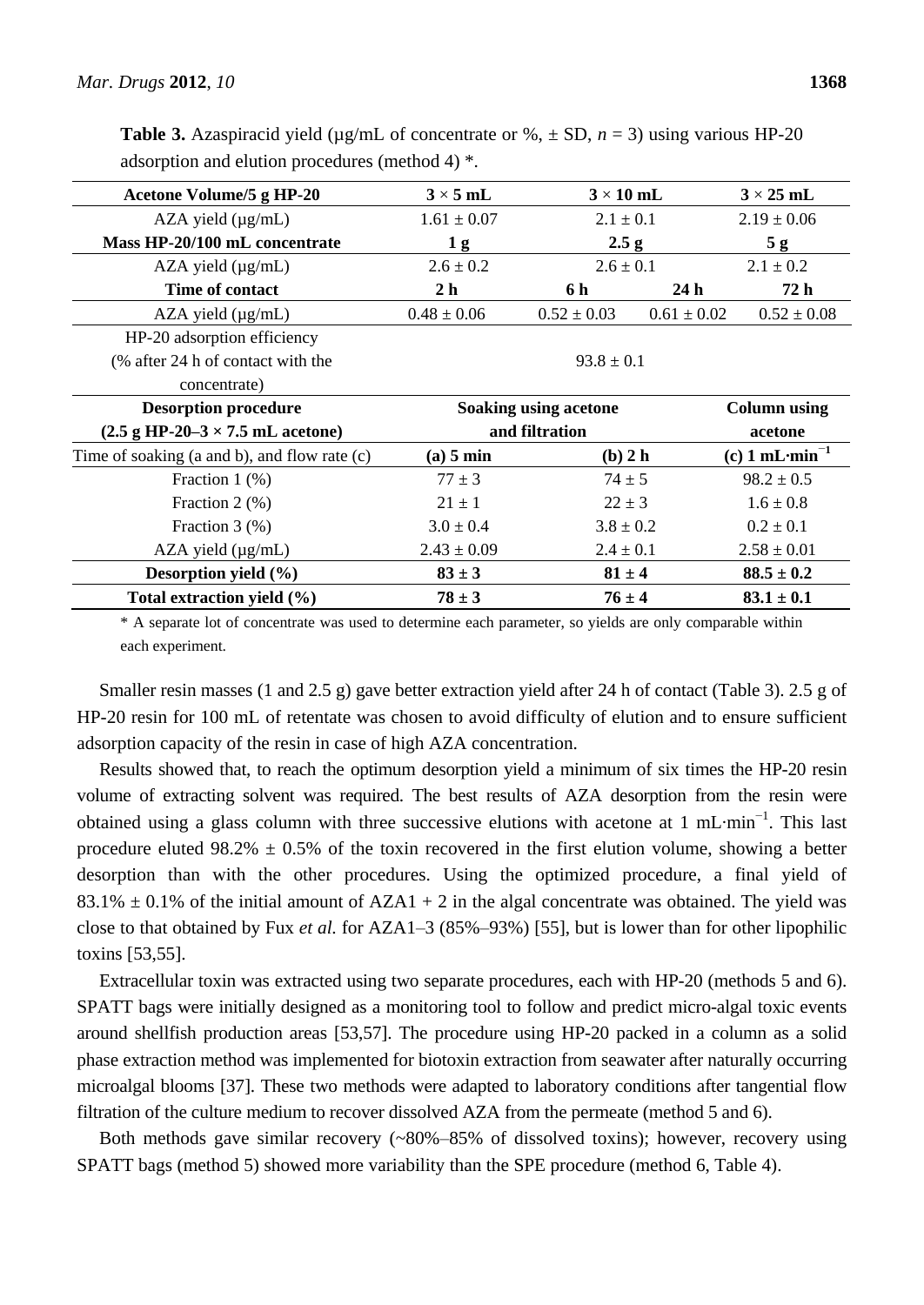**Table 3.** Azaspiracid yield (µg/mL of concentrate or %, ± SD, $n = 3$) using various HP-20 adsorption and elution procedures (method 4) *.

| **Acetone Volume/5 g HP-20** | **3 × 5 mL** | **3 × 10 mL** | | **3 × 25 mL** |
|---|---|---|---|---|
| AZA yield (µg/mL) | 1.61 ± 0.07 | 2.1 ± 0.1 | | 2.19 ± 0.06 |
| **Mass HP-20/100 mL concentrate** | **1 g** | **2.5 g** | | **5 g** |
| AZA yield (µg/mL) | 2.6 ± 0.2 | 2.6 ± 0.1 | | 2.1 ± 0.2 |
| **Time of contact** | **2 h** | **6 h** | **24 h** | **72 h** |
| AZA yield (µg/mL) | 0.48 ± 0.06 | 0.52 ± 0.03 | 0.61 ± 0.02 | 0.52 ± 0.08 |
| HP-20 adsorption efficiency (% after 24 h of contact with the concentrate) | | 93.8 ± 0.1 | | |
| **Desorption procedure (2.5 g HP-20–3 × 7.5 mL acetone)** | **Soaking using acetone and filtration** | | | **Column using acetone** |
| Time of soaking (a and b), and flow rate (c) | **(a) 5 min** | **(b) 2 h** | | **(c) 1 mL·min$^{-1}$** |
| Fraction 1 (%) | 77 ± 3 | 74 ± 5 | | 98.2 ± 0.5 |
| Fraction 2 (%) | 21 ± 1 | 22 ± 3 | | 1.6 ± 0.8 |
| Fraction 3 (%) | 3.0 ± 0.4 | 3.8 ± 0.2 | | 0.2 ± 0.1 |
| AZA yield (µg/mL) | 2.43 ± 0.09 | 2.4 ± 0.1 | | 2.58 ± 0.01 |
| **Desorption yield (%)** | **83 ± 3** | **81 ± 4** | | **88.5 ± 0.2** |
| **Total extraction yield (%)** | **78 ± 3** | **76 ± 4** | | **83.1 ± 0.1** |

\* A separate lot of concentrate was used to determine each parameter, so yields are only comparable within each experiment.

Smaller resin masses (1 and 2.5 g) gave better extraction yield after 24 h of contact (Table 3). 2.5 g of HP-20 resin for 100 mL of retentate was chosen to avoid difficulty of elution and to ensure sufficient adsorption capacity of the resin in case of high AZA concentration.

Results showed that, to reach the optimum desorption yield a minimum of six times the HP-20 resin volume of extracting solvent was required. The best results of AZA desorption from the resin were obtained using a glass column with three successive elutions with acetone at 1 mL·min$^{-1}$. This last procedure eluted 98.2% ± 0.5% of the toxin recovered in the first elution volume, showing a better desorption than with the other procedures. Using the optimized procedure, a final yield of 83.1% ± 0.1% of the initial amount of AZA1 + 2 in the algal concentrate was obtained. The yield was close to that obtained by Fux *et al.* for AZA1–3 (85%–93%) [55], but is lower than for other lipophilic toxins [53,55].

Extracellular toxin was extracted using two separate procedures, each with HP-20 (methods 5 and 6). SPATT bags were initially designed as a monitoring tool to follow and predict micro-algal toxic events around shellfish production areas [53,57]. The procedure using HP-20 packed in a column as a solid phase extraction method was implemented for biotoxin extraction from seawater after naturally occurring microalgal blooms [37]. These two methods were adapted to laboratory conditions after tangential flow filtration of the culture medium to recover dissolved AZA from the permeate (method 5 and 6).

Both methods gave similar recovery (~80%–85% of dissolved toxins); however, recovery using SPATT bags (method 5) showed more variability than the SPE procedure (method 6, Table 4).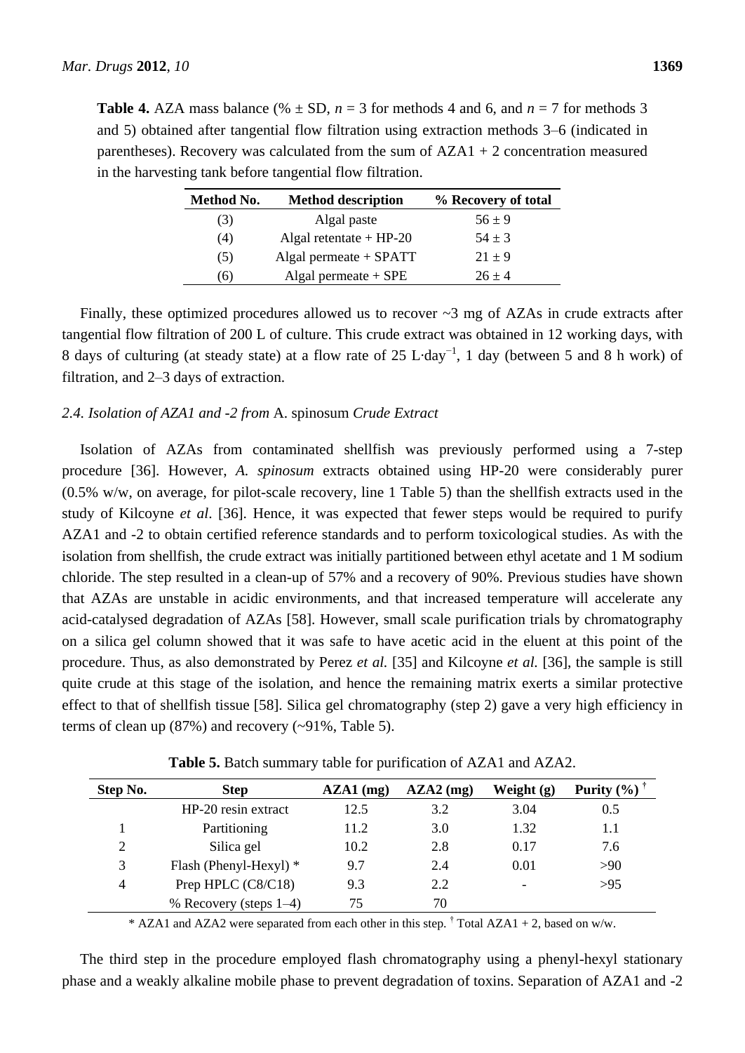**Table 4.** AZA mass balance (% ± SD, $n = 3$ for methods 4 and 6, and $n = 7$ for methods 3 and 5) obtained after tangential flow filtration using extraction methods 3–6 (indicated in parentheses). Recovery was calculated from the sum of AZA1 + 2 concentration measured in the harvesting tank before tangential flow filtration.

| Method No. | Method description | % Recovery of total |
|---|---|---|
| (3) | Algal paste | 56 ± 9 |
| (4) | Algal retentate + HP-20 | 54 ± 3 |
| (5) | Algal permeate + SPATT | 21 ± 9 |
| (6) | Algal permeate + SPE | 26 ± 4 |

Finally, these optimized procedures allowed us to recover ~3 mg of AZAs in crude extracts after tangential flow filtration of 200 L of culture. This crude extract was obtained in 12 working days, with 8 days of culturing (at steady state) at a flow rate of 25 L·day$^{-1}$, 1 day (between 5 and 8 h work) of filtration, and 2–3 days of extraction.

### 2.4. Isolation of AZA1 and -2 from *A.* spinosum *Crude Extract*

Isolation of AZAs from contaminated shellfish was previously performed using a 7-step procedure [36]. However, *A. spinosum* extracts obtained using HP-20 were considerably purer (0.5% w/w, on average, for pilot-scale recovery, line 1 Table 5) than the shellfish extracts used in the study of Kilcoyne *et al*. [36]. Hence, it was expected that fewer steps would be required to purify AZA1 and -2 to obtain certified reference standards and to perform toxicological studies. As with the isolation from shellfish, the crude extract was initially partitioned between ethyl acetate and 1 M sodium chloride. The step resulted in a clean-up of 57% and a recovery of 90%. Previous studies have shown that AZAs are unstable in acidic environments, and that increased temperature will accelerate any acid-catalysed degradation of AZAs [58]. However, small scale purification trials by chromatography on a silica gel column showed that it was safe to have acetic acid in the eluent at this point of the procedure. Thus, as also demonstrated by Perez *et al.* [35] and Kilcoyne *et al.* [36], the sample is still quite crude at this stage of the isolation, and hence the remaining matrix exerts a similar protective effect to that of shellfish tissue [58]. Silica gel chromatography (step 2) gave a very high efficiency in terms of clean up (87%) and recovery (~91%, Table 5).

**Table 5.** Batch summary table for purification of AZA1 and AZA2.

| Step No. | Step | AZA1 (mg) | AZA2 (mg) | Weight (g) | Purity (%) † |
|---|---|---|---|---|---|
| | HP-20 resin extract | 12.5 | 3.2 | 3.04 | 0.5 |
| 1 | Partitioning | 11.2 | 3.0 | 1.32 | 1.1 |
| 2 | Silica gel | 10.2 | 2.8 | 0.17 | 7.6 |
| 3 | Flash (Phenyl-Hexyl) * | 9.7 | 2.4 | 0.01 | >90 |
| 4 | Prep HPLC (C8/C18) | 9.3 | 2.2 | - | >95 |
| | % Recovery (steps 1–4) | 75 | 70 | | |

\* AZA1 and AZA2 were separated from each other in this step. † Total AZA1 + 2, based on w/w.

The third step in the procedure employed flash chromatography using a phenyl-hexyl stationary phase and a weakly alkaline mobile phase to prevent degradation of toxins. Separation of AZA1 and -2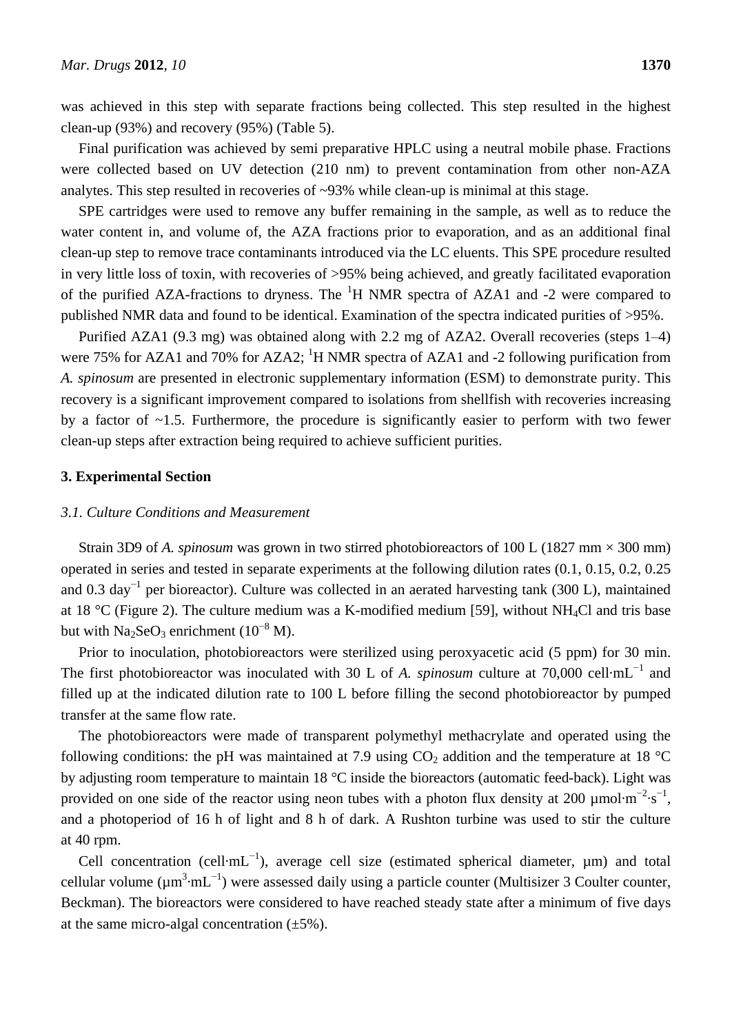was achieved in this step with separate fractions being collected. This step resulted in the highest clean-up (93%) and recovery (95%) (Table 5).

Final purification was achieved by semi preparative HPLC using a neutral mobile phase. Fractions were collected based on UV detection (210 nm) to prevent contamination from other non-AZA analytes. This step resulted in recoveries of ~93% while clean-up is minimal at this stage.

SPE cartridges were used to remove any buffer remaining in the sample, as well as to reduce the water content in, and volume of, the AZA fractions prior to evaporation, and as an additional final clean-up step to remove trace contaminants introduced via the LC eluents. This SPE procedure resulted in very little loss of toxin, with recoveries of >95% being achieved, and greatly facilitated evaporation of the purified AZA-fractions to dryness. The $^1$H NMR spectra of AZA1 and -2 were compared to published NMR data and found to be identical. Examination of the spectra indicated purities of >95%.

Purified AZA1 (9.3 mg) was obtained along with 2.2 mg of AZA2. Overall recoveries (steps 1–4) were 75% for AZA1 and 70% for AZA2; $^1$H NMR spectra of AZA1 and -2 following purification from *A. spinosum* are presented in electronic supplementary information (ESM) to demonstrate purity. This recovery is a significant improvement compared to isolations from shellfish with recoveries increasing by a factor of ~1.5. Furthermore, the procedure is significantly easier to perform with two fewer clean-up steps after extraction being required to achieve sufficient purities.

## 3. Experimental Section

### *3.1. Culture Conditions and Measurement*

Strain 3D9 of *A. spinosum* was grown in two stirred photobioreactors of 100 L (1827 mm × 300 mm) operated in series and tested in separate experiments at the following dilution rates (0.1, 0.15, 0.2, 0.25 and 0.3 day$^{-1}$ per bioreactor). Culture was collected in an aerated harvesting tank (300 L), maintained at 18 °C (Figure 2). The culture medium was a K-modified medium [59], without $NH_4Cl$ and tris base but with $Na_2SeO_3$ enrichment ($10^{-8}$ M).

Prior to inoculation, photobioreactors were sterilized using peroxyacetic acid (5 ppm) for 30 min. The first photobioreactor was inoculated with 30 L of *A. spinosum* culture at 70,000 cell·mL$^{-1}$ and filled up at the indicated dilution rate to 100 L before filling the second photobioreactor by pumped transfer at the same flow rate.

The photobioreactors were made of transparent polymethyl methacrylate and operated using the following conditions: the pH was maintained at 7.9 using $CO_2$ addition and the temperature at 18 °C by adjusting room temperature to maintain 18 °C inside the bioreactors (automatic feed-back). Light was provided on one side of the reactor using neon tubes with a photon flux density at 200 µmol·m$^{-2}$·s$^{-1}$, and a photoperiod of 16 h of light and 8 h of dark. A Rushton turbine was used to stir the culture at 40 rpm.

Cell concentration (cell·mL$^{-1}$), average cell size (estimated spherical diameter, µm) and total cellular volume (µm$^3$·mL$^{-1}$) were assessed daily using a particle counter (Multisizer 3 Coulter counter, Beckman). The bioreactors were considered to have reached steady state after a minimum of five days at the same micro-algal concentration (±5%).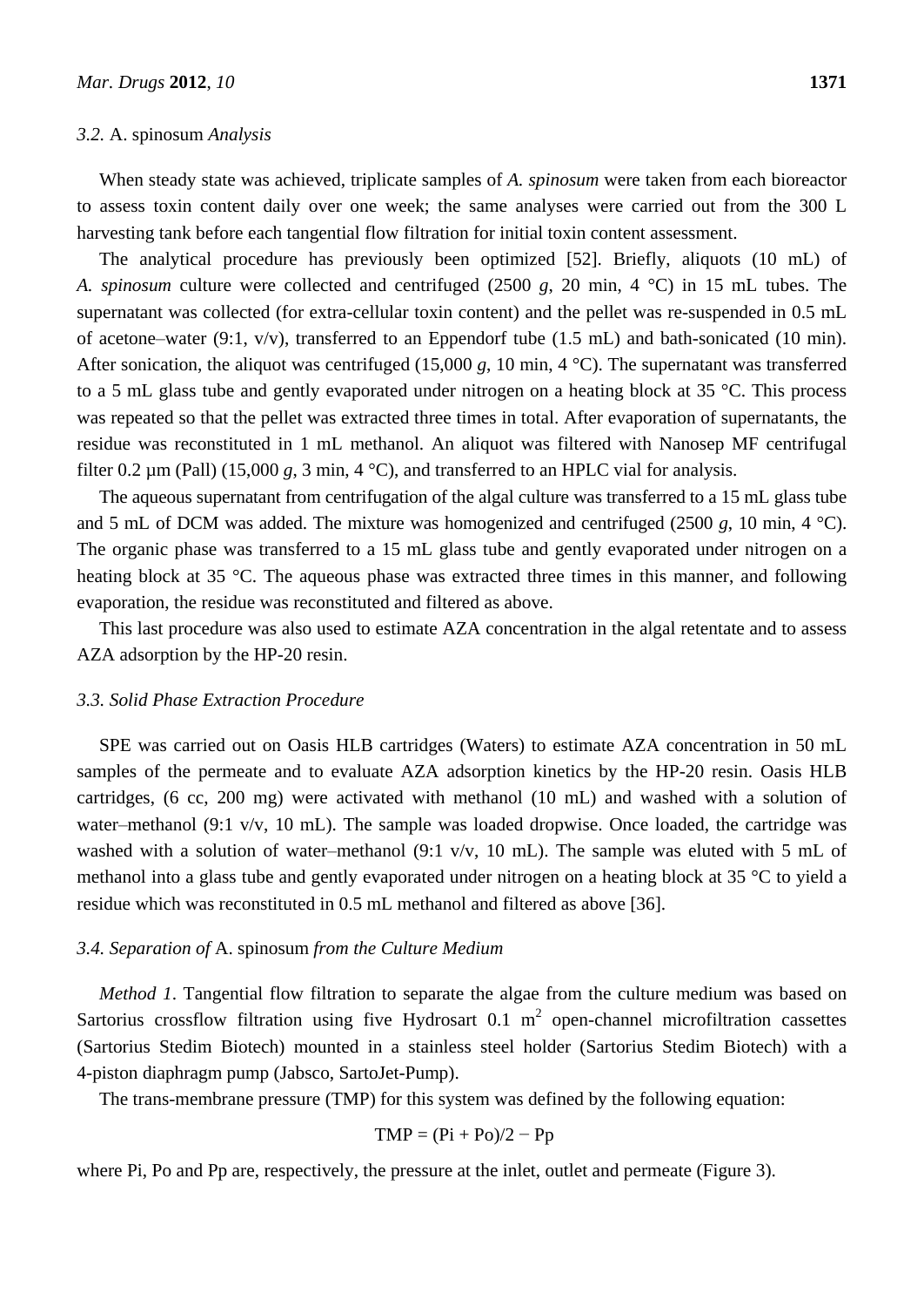### *3.2.* A. spinosum *Analysis*

When steady state was achieved, triplicate samples of *A. spinosum* were taken from each bioreactor to assess toxin content daily over one week; the same analyses were carried out from the 300 L harvesting tank before each tangential flow filtration for initial toxin content assessment.

The analytical procedure has previously been optimized [52]. Briefly, aliquots (10 mL) of *A. spinosum* culture were collected and centrifuged (2500 *g*, 20 min, 4 °C) in 15 mL tubes. The supernatant was collected (for extra-cellular toxin content) and the pellet was re-suspended in 0.5 mL of acetone–water (9:1, v/v), transferred to an Eppendorf tube (1.5 mL) and bath-sonicated (10 min). After sonication, the aliquot was centrifuged (15,000 *g*, 10 min, 4 °C). The supernatant was transferred to a 5 mL glass tube and gently evaporated under nitrogen on a heating block at 35 °C. This process was repeated so that the pellet was extracted three times in total. After evaporation of supernatants, the residue was reconstituted in 1 mL methanol. An aliquot was filtered with Nanosep MF centrifugal filter 0.2 µm (Pall) (15,000 *g*, 3 min, 4 °C), and transferred to an HPLC vial for analysis.

The aqueous supernatant from centrifugation of the algal culture was transferred to a 15 mL glass tube and 5 mL of DCM was added. The mixture was homogenized and centrifuged (2500 *g*, 10 min, 4 °C). The organic phase was transferred to a 15 mL glass tube and gently evaporated under nitrogen on a heating block at 35 °C. The aqueous phase was extracted three times in this manner, and following evaporation, the residue was reconstituted and filtered as above.

This last procedure was also used to estimate AZA concentration in the algal retentate and to assess AZA adsorption by the HP-20 resin.

### *3.3. Solid Phase Extraction Procedure*

SPE was carried out on Oasis HLB cartridges (Waters) to estimate AZA concentration in 50 mL samples of the permeate and to evaluate AZA adsorption kinetics by the HP-20 resin. Oasis HLB cartridges, (6 cc, 200 mg) were activated with methanol (10 mL) and washed with a solution of water–methanol (9:1 v/v, 10 mL). The sample was loaded dropwise. Once loaded, the cartridge was washed with a solution of water–methanol (9:1 v/v, 10 mL). The sample was eluted with 5 mL of methanol into a glass tube and gently evaporated under nitrogen on a heating block at 35 °C to yield a residue which was reconstituted in 0.5 mL methanol and filtered as above [36].

### *3.4. Separation of* A. spinosum *from the Culture Medium*

*Method 1*. Tangential flow filtration to separate the algae from the culture medium was based on Sartorius crossflow filtration using five Hydrosart 0.1 $m^2$ open-channel microfiltration cassettes (Sartorius Stedim Biotech) mounted in a stainless steel holder (Sartorius Stedim Biotech) with a 4-piston diaphragm pump (Jabsco, SartoJet-Pump).

The trans-membrane pressure (TMP) for this system was defined by the following equation:

$$\text{TMP} = (\text{Pi} + \text{Po})/2 - \text{Pp}$$

where Pi, Po and Pp are, respectively, the pressure at the inlet, outlet and permeate (Figure 3).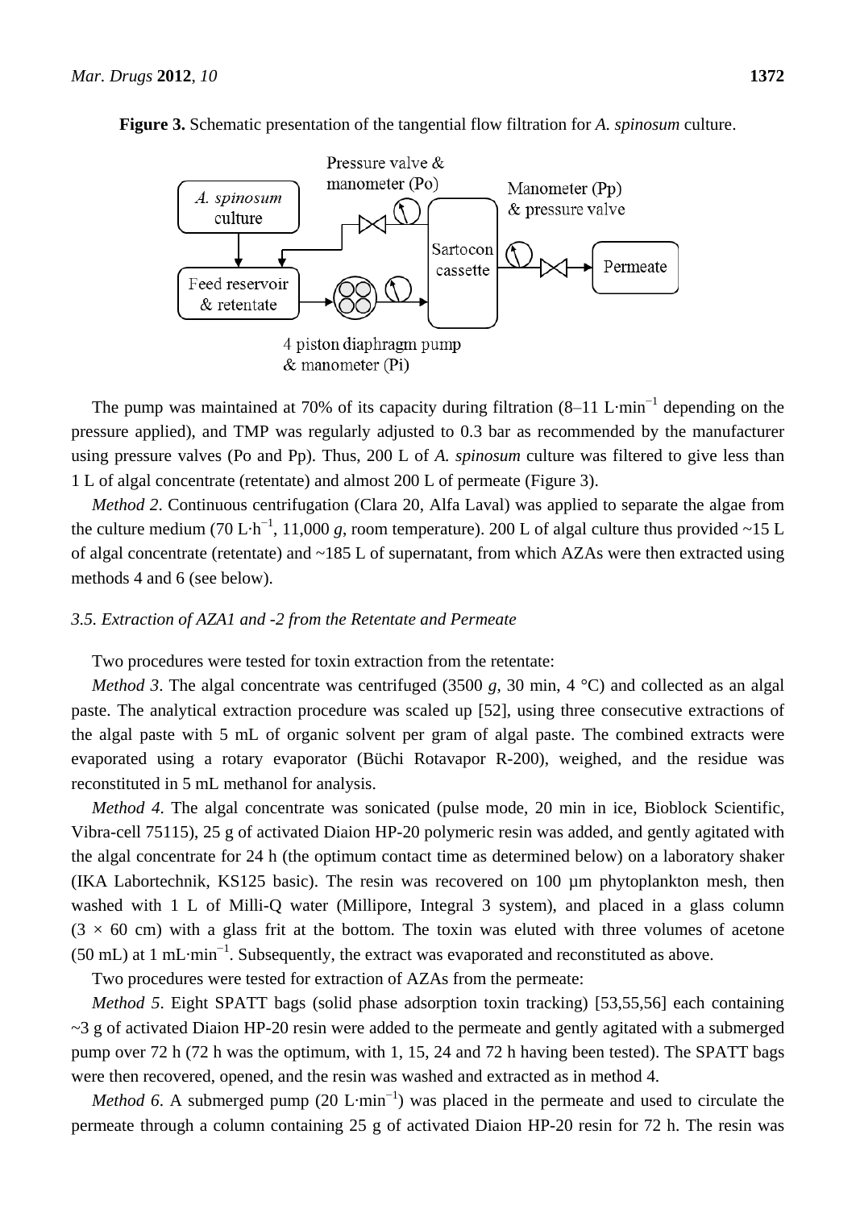**Figure 3.** Schematic presentation of the tangential flow filtration for *A. spinosum* culture.

The pump was maintained at 70% of its capacity during filtration (8–11 L·min$^{-1}$ depending on the pressure applied), and TMP was regularly adjusted to 0.3 bar as recommended by the manufacturer using pressure valves (Po and Pp). Thus, 200 L of *A. spinosum* culture was filtered to give less than 1 L of algal concentrate (retentate) and almost 200 L of permeate (Figure 3).

*Method 2*. Continuous centrifugation (Clara 20, Alfa Laval) was applied to separate the algae from the culture medium (70 L·h$^{-1}$, 11,000 *g*, room temperature). 200 L of algal culture thus provided ~15 L of algal concentrate (retentate) and ~185 L of supernatant, from which AZAs were then extracted using methods 4 and 6 (see below).

### 3.5. Extraction of AZA1 and -2 from the Retentate and Permeate

Two procedures were tested for toxin extraction from the retentate:

*Method 3*. The algal concentrate was centrifuged (3500 *g*, 30 min, 4 °C) and collected as an algal paste. The analytical extraction procedure was scaled up [52], using three consecutive extractions of the algal paste with 5 mL of organic solvent per gram of algal paste. The combined extracts were evaporated using a rotary evaporator (Büchi Rotavapor R-200), weighed, and the residue was reconstituted in 5 mL methanol for analysis.

*Method 4*. The algal concentrate was sonicated (pulse mode, 20 min in ice, Bioblock Scientific, Vibra-cell 75115), 25 g of activated Diaion HP-20 polymeric resin was added, and gently agitated with the algal concentrate for 24 h (the optimum contact time as determined below) on a laboratory shaker (IKA Labortechnik, KS125 basic). The resin was recovered on 100 µm phytoplankton mesh, then washed with 1 L of Milli-Q water (Millipore, Integral 3 system), and placed in a glass column (3 × 60 cm) with a glass frit at the bottom. The toxin was eluted with three volumes of acetone (50 mL) at 1 mL·min$^{-1}$. Subsequently, the extract was evaporated and reconstituted as above.

Two procedures were tested for extraction of AZAs from the permeate:

*Method 5*. Eight SPATT bags (solid phase adsorption toxin tracking) [53,55,56] each containing ~3 g of activated Diaion HP-20 resin were added to the permeate and gently agitated with a submerged pump over 72 h (72 h was the optimum, with 1, 15, 24 and 72 h having been tested). The SPATT bags were then recovered, opened, and the resin was washed and extracted as in method 4.

*Method 6*. A submerged pump (20 L·min$^{-1}$) was placed in the permeate and used to circulate the permeate through a column containing 25 g of activated Diaion HP-20 resin for 72 h. The resin was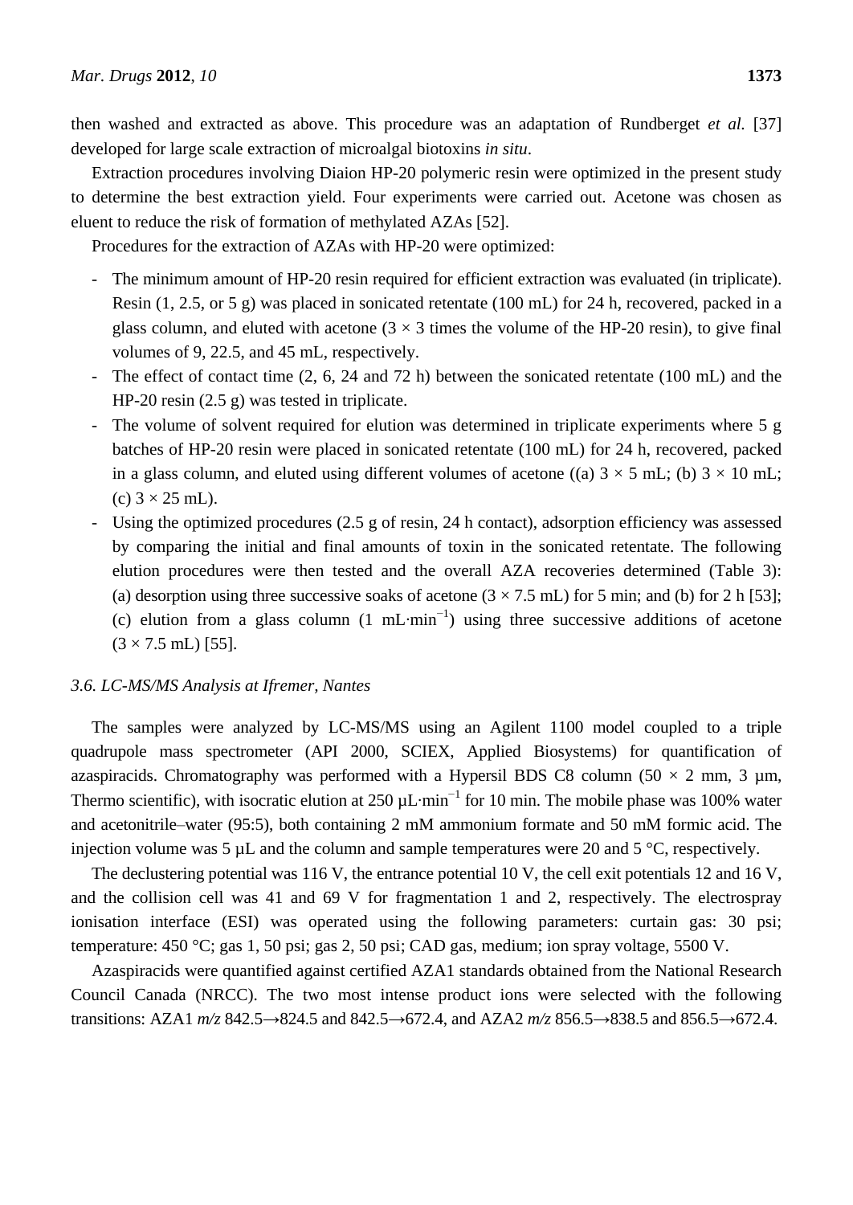then washed and extracted as above. This procedure was an adaptation of Rundberget *et al.* [37] developed for large scale extraction of microalgal biotoxins *in situ*.

Extraction procedures involving Diaion HP-20 polymeric resin were optimized in the present study to determine the best extraction yield. Four experiments were carried out. Acetone was chosen as eluent to reduce the risk of formation of methylated AZAs [52].

Procedures for the extraction of AZAs with HP-20 were optimized:

- The minimum amount of HP-20 resin required for efficient extraction was evaluated (in triplicate). Resin (1, 2.5, or 5 g) was placed in sonicated retentate (100 mL) for 24 h, recovered, packed in a glass column, and eluted with acetone ($3 \times 3$ times the volume of the HP-20 resin), to give final volumes of 9, 22.5, and 45 mL, respectively.
- The effect of contact time (2, 6, 24 and 72 h) between the sonicated retentate (100 mL) and the HP-20 resin (2.5 g) was tested in triplicate.
- The volume of solvent required for elution was determined in triplicate experiments where 5 g batches of HP-20 resin were placed in sonicated retentate (100 mL) for 24 h, recovered, packed in a glass column, and eluted using different volumes of acetone ((a) $3 \times 5$ mL; (b) $3 \times 10$ mL; (c) $3 \times 25$ mL).
- Using the optimized procedures (2.5 g of resin, 24 h contact), adsorption efficiency was assessed by comparing the initial and final amounts of toxin in the sonicated retentate. The following elution procedures were then tested and the overall AZA recoveries determined (Table 3): (a) desorption using three successive soaks of acetone ($3 \times 7.5$ mL) for 5 min; and (b) for 2 h [53]; (c) elution from a glass column (1 $\text{mL·min}^{-1}$) using three successive additions of acetone ($3 \times 7.5$ mL) [55].

### *3.6. LC-MS/MS Analysis at Ifremer, Nantes*

The samples were analyzed by LC-MS/MS using an Agilent 1100 model coupled to a triple quadrupole mass spectrometer (API 2000, SCIEX, Applied Biosystems) for quantification of azaspiracids. Chromatography was performed with a Hypersil BDS C8 column ($50 \times 2$ mm, 3 µm, Thermo scientific), with isocratic elution at 250 $\mu\text{L·min}^{-1}$ for 10 min. The mobile phase was 100% water and acetonitrile–water (95:5), both containing 2 mM ammonium formate and 50 mM formic acid. The injection volume was 5 µL and the column and sample temperatures were 20 and 5 °C, respectively.

The declustering potential was 116 V, the entrance potential 10 V, the cell exit potentials 12 and 16 V, and the collision cell was 41 and 69 V for fragmentation 1 and 2, respectively. The electrospray ionisation interface (ESI) was operated using the following parameters: curtain gas: 30 psi; temperature: 450 °C; gas 1, 50 psi; gas 2, 50 psi; CAD gas, medium; ion spray voltage, 5500 V.

Azaspiracids were quantified against certified AZA1 standards obtained from the National Research Council Canada (NRCC). The two most intense product ions were selected with the following transitions: AZA1 *m/z* 842.5→824.5 and 842.5→672.4, and AZA2 *m/z* 856.5→838.5 and 856.5→672.4.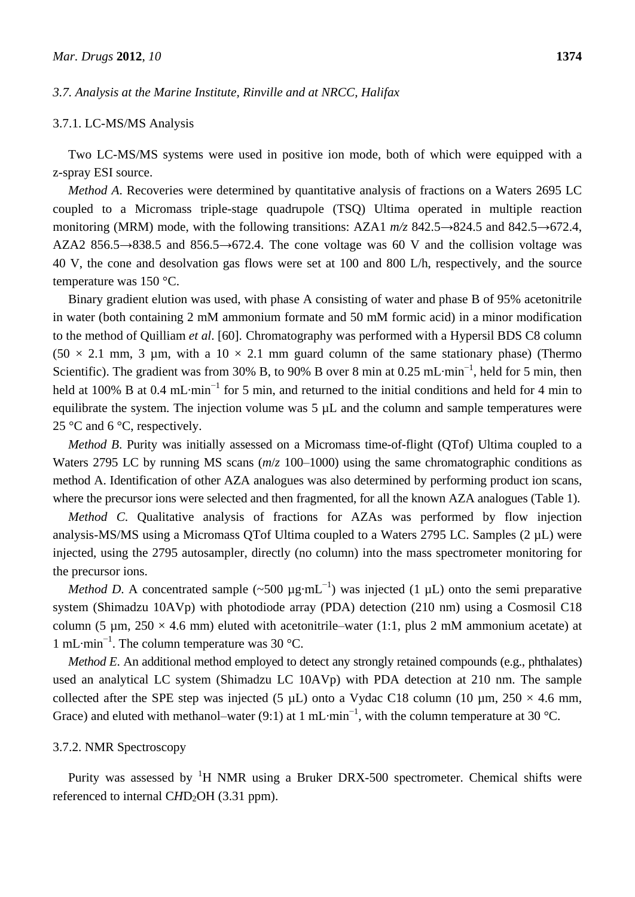### *3.7. Analysis at the Marine Institute, Rinville and at NRCC, Halifax*

#### 3.7.1. LC-MS/MS Analysis

Two LC-MS/MS systems were used in positive ion mode, both of which were equipped with a z-spray ESI source.

*Method A*. Recoveries were determined by quantitative analysis of fractions on a Waters 2695 LC coupled to a Micromass triple-stage quadrupole (TSQ) Ultima operated in multiple reaction monitoring (MRM) mode, with the following transitions: AZA1 *m/z* 842.5→824.5 and 842.5→672.4, AZA2 856.5→838.5 and 856.5→672.4. The cone voltage was 60 V and the collision voltage was 40 V, the cone and desolvation gas flows were set at 100 and 800 L/h, respectively, and the source temperature was 150 °C.

Binary gradient elution was used, with phase A consisting of water and phase B of 95% acetonitrile in water (both containing 2 mM ammonium formate and 50 mM formic acid) in a minor modification to the method of Quilliam *et al*. [60]. Chromatography was performed with a Hypersil BDS C8 column (50 × 2.1 mm, 3 µm, with a 10 × 2.1 mm guard column of the same stationary phase) (Thermo Scientific). The gradient was from 30% B, to 90% B over 8 min at 0.25 $mL \cdot min^{-1}$, held for 5 min, then held at 100% B at 0.4 $mL \cdot min^{-1}$ for 5 min, and returned to the initial conditions and held for 4 min to equilibrate the system. The injection volume was 5 µL and the column and sample temperatures were 25 °C and 6 °C, respectively.

*Method B*. Purity was initially assessed on a Micromass time-of-flight (QTof) Ultima coupled to a Waters 2795 LC by running MS scans (*m*/*z* 100–1000) using the same chromatographic conditions as method A. Identification of other AZA analogues was also determined by performing product ion scans, where the precursor ions were selected and then fragmented, for all the known AZA analogues (Table 1).

*Method C*. Qualitative analysis of fractions for AZAs was performed by flow injection analysis-MS/MS using a Micromass QTof Ultima coupled to a Waters 2795 LC. Samples (2 µL) were injected, using the 2795 autosampler, directly (no column) into the mass spectrometer monitoring for the precursor ions.

*Method D*. A concentrated sample (~500 $\mu g \cdot mL^{-1}$) was injected (1 µL) onto the semi preparative system (Shimadzu 10AVp) with photodiode array (PDA) detection (210 nm) using a Cosmosil C18 column (5 µm, 250 × 4.6 mm) eluted with acetonitrile–water (1:1, plus 2 mM ammonium acetate) at 1 $mL \cdot min^{-1}$. The column temperature was 30 °C.

*Method E*. An additional method employed to detect any strongly retained compounds (e.g., phthalates) used an analytical LC system (Shimadzu LC 10AVp) with PDA detection at 210 nm. The sample collected after the SPE step was injected (5 µL) onto a Vydac C18 column (10 µm, 250 × 4.6 mm, Grace) and eluted with methanol–water (9:1) at 1 $mL \cdot min^{-1}$, with the column temperature at 30 °C.

#### 3.7.2. NMR Spectroscopy

Purity was assessed by $^{1}H$ NMR using a Bruker DRX-500 spectrometer. Chemical shifts were referenced to internal $C\mathit{H}D_2OH$ (3.31 ppm).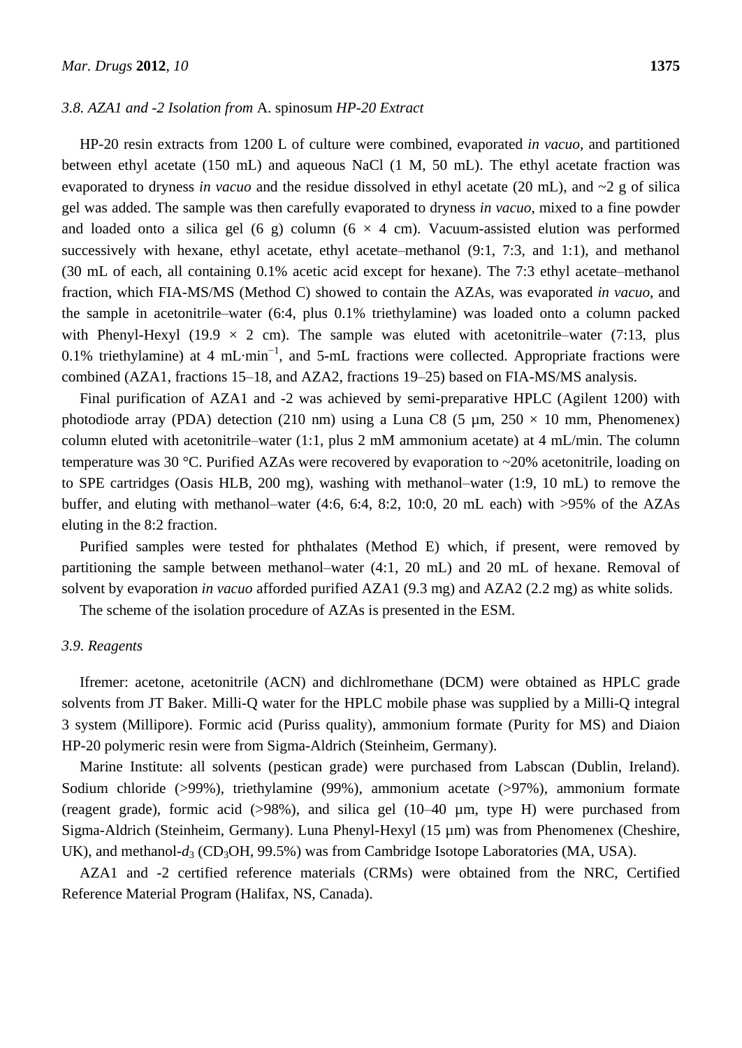### 3.8. AZA1 and -2 Isolation from *A. spinosum* HP-20 Extract

HP-20 resin extracts from 1200 L of culture were combined, evaporated *in vacuo*, and partitioned between ethyl acetate (150 mL) and aqueous NaCl (1 M, 50 mL). The ethyl acetate fraction was evaporated to dryness *in vacuo* and the residue dissolved in ethyl acetate (20 mL), and ~2 g of silica gel was added. The sample was then carefully evaporated to dryness *in vacuo*, mixed to a fine powder and loaded onto a silica gel (6 g) column (6 × 4 cm). Vacuum-assisted elution was performed successively with hexane, ethyl acetate, ethyl acetate–methanol (9:1, 7:3, and 1:1), and methanol (30 mL of each, all containing 0.1% acetic acid except for hexane). The 7:3 ethyl acetate–methanol fraction, which FIA-MS/MS (Method C) showed to contain the AZAs, was evaporated *in vacuo*, and the sample in acetonitrile–water (6:4, plus 0.1% triethylamine) was loaded onto a column packed with Phenyl-Hexyl (19.9 × 2 cm). The sample was eluted with acetonitrile–water (7:13, plus 0.1% triethylamine) at 4 mL·min$^{-1}$, and 5-mL fractions were collected. Appropriate fractions were combined (AZA1, fractions 15–18, and AZA2, fractions 19–25) based on FIA-MS/MS analysis.

Final purification of AZA1 and -2 was achieved by semi-preparative HPLC (Agilent 1200) with photodiode array (PDA) detection (210 nm) using a Luna C8 (5 µm, 250 × 10 mm, Phenomenex) column eluted with acetonitrile–water (1:1, plus 2 mM ammonium acetate) at 4 mL/min. The column temperature was 30 °C. Purified AZAs were recovered by evaporation to ~20% acetonitrile, loading on to SPE cartridges (Oasis HLB, 200 mg), washing with methanol–water (1:9, 10 mL) to remove the buffer, and eluting with methanol–water (4:6, 6:4, 8:2, 10:0, 20 mL each) with >95% of the AZAs eluting in the 8:2 fraction.

Purified samples were tested for phthalates (Method E) which, if present, were removed by partitioning the sample between methanol–water (4:1, 20 mL) and 20 mL of hexane. Removal of solvent by evaporation *in vacuo* afforded purified AZA1 (9.3 mg) and AZA2 (2.2 mg) as white solids.

The scheme of the isolation procedure of AZAs is presented in the ESM.

### 3.9. Reagents

Ifremer: acetone, acetonitrile (ACN) and dichlromethane (DCM) were obtained as HPLC grade solvents from JT Baker. Milli-Q water for the HPLC mobile phase was supplied by a Milli-Q integral 3 system (Millipore). Formic acid (Puriss quality), ammonium formate (Purity for MS) and Diaion HP-20 polymeric resin were from Sigma-Aldrich (Steinheim, Germany).

Marine Institute: all solvents (pestican grade) were purchased from Labscan (Dublin, Ireland). Sodium chloride (>99%), triethylamine (99%), ammonium acetate (>97%), ammonium formate (reagent grade), formic acid (>98%), and silica gel (10–40 µm, type H) were purchased from Sigma-Aldrich (Steinheim, Germany). Luna Phenyl-Hexyl (15 µm) was from Phenomenex (Cheshire, UK), and methanol-$d_3$ ($CD_3OH$, 99.5%) was from Cambridge Isotope Laboratories (MA, USA).

AZA1 and -2 certified reference materials (CRMs) were obtained from the NRC, Certified Reference Material Program (Halifax, NS, Canada).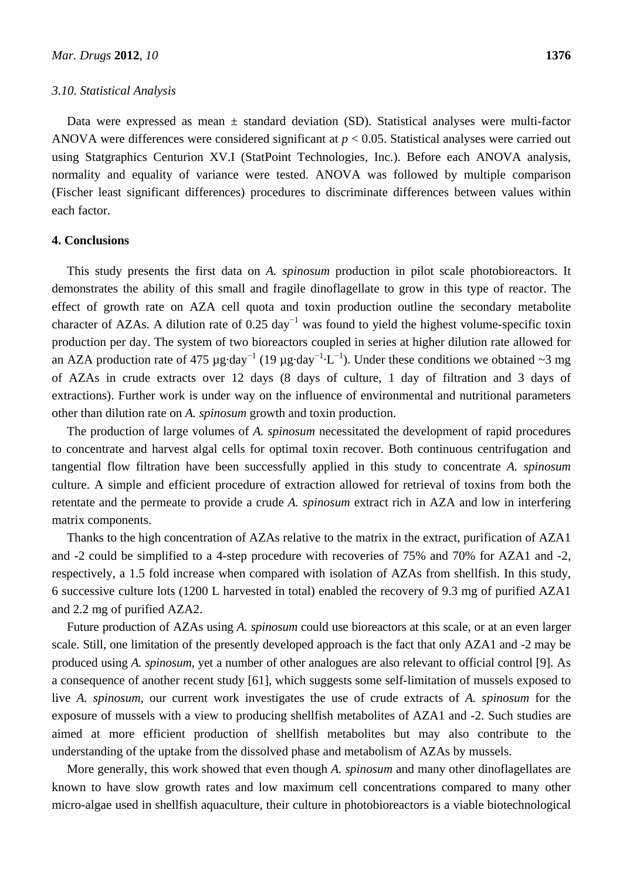### 3.10. Statistical Analysis

Data were expressed as mean ± standard deviation (SD). Statistical analyses were multi-factor ANOVA were differences were considered significant at $p < 0.05$. Statistical analyses were carried out using Statgraphics Centurion XV.I (StatPoint Technologies, Inc.). Before each ANOVA analysis, normality and equality of variance were tested. ANOVA was followed by multiple comparison (Fischer least significant differences) procedures to discriminate differences between values within each factor.

## 4. Conclusions

This study presents the first data on *A. spinosum* production in pilot scale photobioreactors. It demonstrates the ability of this small and fragile dinoflagellate to grow in this type of reactor. The effect of growth rate on AZA cell quota and toxin production outline the secondary metabolite character of AZAs. A dilution rate of 0.25 $day^{-1}$ was found to yield the highest volume-specific toxin production per day. The system of two bioreactors coupled in series at higher dilution rate allowed for an AZA production rate of 475 $\mu g \cdot day^{-1}$ (19 $\mu g \cdot day^{-1} \cdot L^{-1}$). Under these conditions we obtained ~3 mg of AZAs in crude extracts over 12 days (8 days of culture, 1 day of filtration and 3 days of extractions). Further work is under way on the influence of environmental and nutritional parameters other than dilution rate on *A. spinosum* growth and toxin production.

The production of large volumes of *A. spinosum* necessitated the development of rapid procedures to concentrate and harvest algal cells for optimal toxin recover. Both continuous centrifugation and tangential flow filtration have been successfully applied in this study to concentrate *A. spinosum* culture. A simple and efficient procedure of extraction allowed for retrieval of toxins from both the retentate and the permeate to provide a crude *A. spinosum* extract rich in AZA and low in interfering matrix components.

Thanks to the high concentration of AZAs relative to the matrix in the extract, purification of AZA1 and -2 could be simplified to a 4-step procedure with recoveries of 75% and 70% for AZA1 and -2, respectively, a 1.5 fold increase when compared with isolation of AZAs from shellfish. In this study, 6 successive culture lots (1200 L harvested in total) enabled the recovery of 9.3 mg of purified AZA1 and 2.2 mg of purified AZA2.

Future production of AZAs using *A. spinosum* could use bioreactors at this scale, or at an even larger scale. Still, one limitation of the presently developed approach is the fact that only AZA1 and -2 may be produced using *A. spinosum*, yet a number of other analogues are also relevant to official control [9]. As a consequence of another recent study [61], which suggests some self-limitation of mussels exposed to live *A. spinosum*, our current work investigates the use of crude extracts of *A. spinosum* for the exposure of mussels with a view to producing shellfish metabolites of AZA1 and -2. Such studies are aimed at more efficient production of shellfish metabolites but may also contribute to the understanding of the uptake from the dissolved phase and metabolism of AZAs by mussels.

More generally, this work showed that even though *A. spinosum* and many other dinoflagellates are known to have slow growth rates and low maximum cell concentrations compared to many other micro-algae used in shellfish aquaculture, their culture in photobioreactors is a viable biotechnological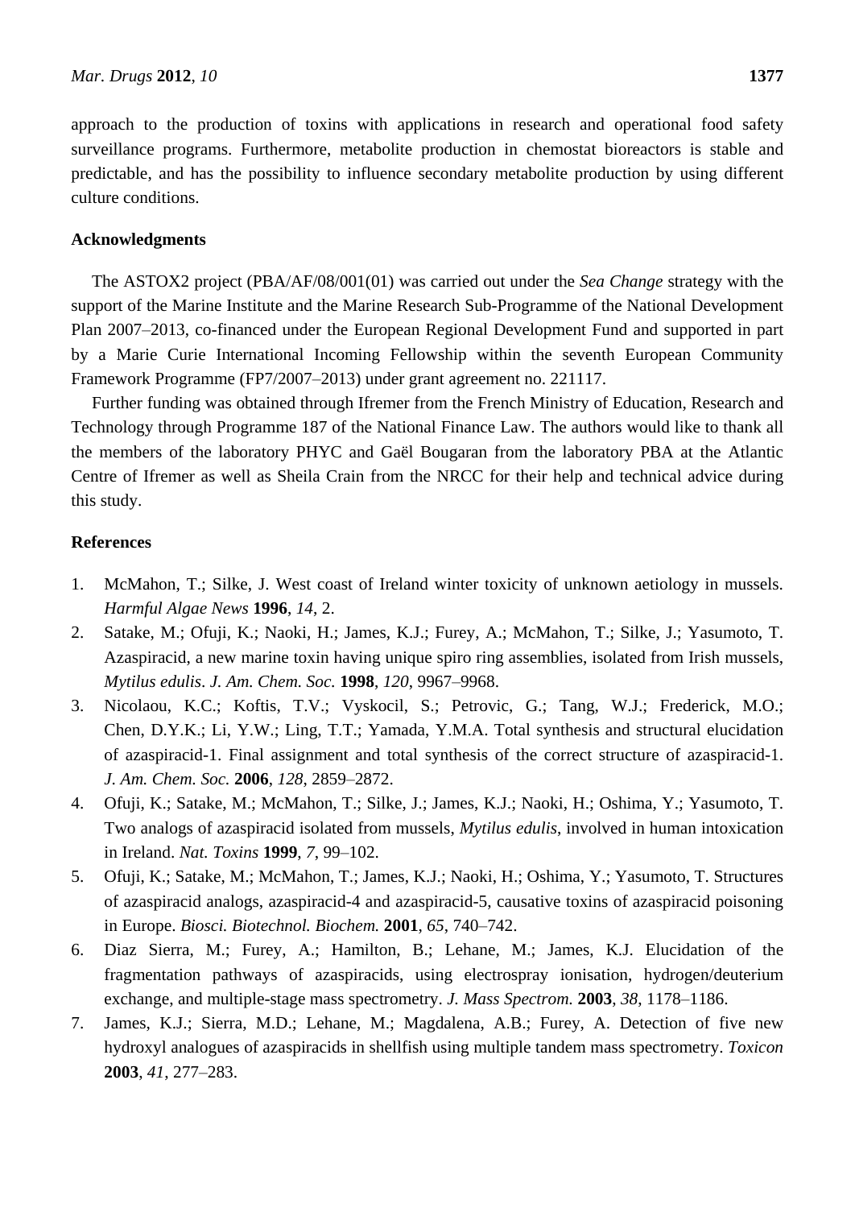approach to the production of toxins with applications in research and operational food safety surveillance programs. Furthermore, metabolite production in chemostat bioreactors is stable and predictable, and has the possibility to influence secondary metabolite production by using different culture conditions.

## Acknowledgments

The ASTOX2 project (PBA/AF/08/001(01) was carried out under the *Sea Change* strategy with the support of the Marine Institute and the Marine Research Sub-Programme of the National Development Plan 2007–2013, co-financed under the European Regional Development Fund and supported in part by a Marie Curie International Incoming Fellowship within the seventh European Community Framework Programme (FP7/2007–2013) under grant agreement no. 221117.

Further funding was obtained through Ifremer from the French Ministry of Education, Research and Technology through Programme 187 of the National Finance Law. The authors would like to thank all the members of the laboratory PHYC and Gaël Bougaran from the laboratory PBA at the Atlantic Centre of Ifremer as well as Sheila Crain from the NRCC for their help and technical advice during this study.

## References

1. McMahon, T.; Silke, J. West coast of Ireland winter toxicity of unknown aetiology in mussels. *Harmful Algae News* **1996**, *14*, 2.
2. Satake, M.; Ofuji, K.; Naoki, H.; James, K.J.; Furey, A.; McMahon, T.; Silke, J.; Yasumoto, T. Azaspiracid, a new marine toxin having unique spiro ring assemblies, isolated from Irish mussels, *Mytilus edulis*. *J. Am. Chem. Soc.* **1998**, *120*, 9967–9968.
3. Nicolaou, K.C.; Koftis, T.V.; Vyskocil, S.; Petrovic, G.; Tang, W.J.; Frederick, M.O.; Chen, D.Y.K.; Li, Y.W.; Ling, T.T.; Yamada, Y.M.A. Total synthesis and structural elucidation of azaspiracid-1. Final assignment and total synthesis of the correct structure of azaspiracid-1. *J. Am. Chem. Soc.* **2006**, *128*, 2859–2872.
4. Ofuji, K.; Satake, M.; McMahon, T.; Silke, J.; James, K.J.; Naoki, H.; Oshima, Y.; Yasumoto, T. Two analogs of azaspiracid isolated from mussels, *Mytilus edulis*, involved in human intoxication in Ireland. *Nat. Toxins* **1999**, *7*, 99–102.
5. Ofuji, K.; Satake, M.; McMahon, T.; James, K.J.; Naoki, H.; Oshima, Y.; Yasumoto, T. Structures of azaspiracid analogs, azaspiracid-4 and azaspiracid-5, causative toxins of azaspiracid poisoning in Europe. *Biosci. Biotechnol. Biochem.* **2001**, *65*, 740–742.
6. Diaz Sierra, M.; Furey, A.; Hamilton, B.; Lehane, M.; James, K.J. Elucidation of the fragmentation pathways of azaspiracids, using electrospray ionisation, hydrogen/deuterium exchange, and multiple-stage mass spectrometry. *J. Mass Spectrom.* **2003**, *38*, 1178–1186.
7. James, K.J.; Sierra, M.D.; Lehane, M.; Magdalena, A.B.; Furey, A. Detection of five new hydroxyl analogues of azaspiracids in shellfish using multiple tandem mass spectrometry. *Toxicon* **2003**, *41*, 277–283.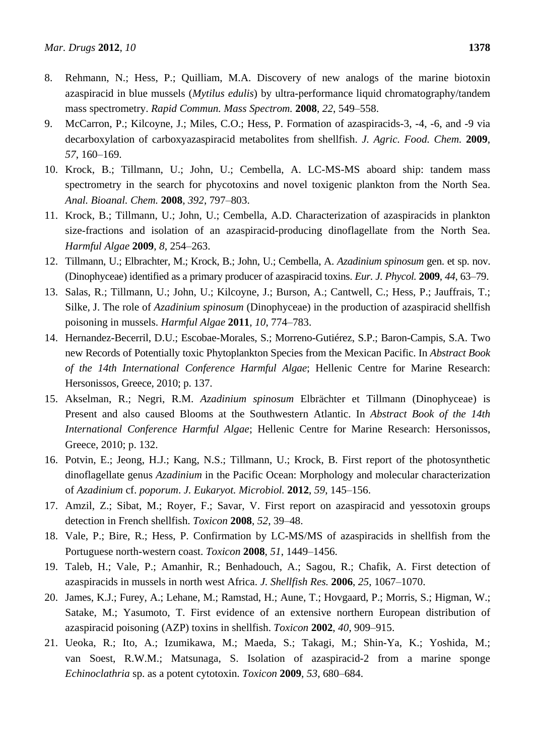8. Rehmann, N.; Hess, P.; Quilliam, M.A. Discovery of new analogs of the marine biotoxin azaspiracid in blue mussels (*Mytilus edulis*) by ultra-performance liquid chromatography/tandem mass spectrometry. *Rapid Commun. Mass Spectrom.* **2008**, *22*, 549–558.
9. McCarron, P.; Kilcoyne, J.; Miles, C.O.; Hess, P. Formation of azaspiracids-3, -4, -6, and -9 via decarboxylation of carboxyazaspiracid metabolites from shellfish. *J. Agric. Food. Chem.* **2009**, *57*, 160–169.
10. Krock, B.; Tillmann, U.; John, U.; Cembella, A. LC-MS-MS aboard ship: tandem mass spectrometry in the search for phycotoxins and novel toxigenic plankton from the North Sea. *Anal. Bioanal. Chem.* **2008**, *392*, 797–803.
11. Krock, B.; Tillmann, U.; John, U.; Cembella, A.D. Characterization of azaspiracids in plankton size-fractions and isolation of an azaspiracid-producing dinoflagellate from the North Sea. *Harmful Algae* **2009**, *8*, 254–263.
12. Tillmann, U.; Elbrachter, M.; Krock, B.; John, U.; Cembella, A. *Azadinium spinosum* gen. et sp. nov. (Dinophyceae) identified as a primary producer of azaspiracid toxins. *Eur. J. Phycol.* **2009**, *44*, 63–79.
13. Salas, R.; Tillmann, U.; John, U.; Kilcoyne, J.; Burson, A.; Cantwell, C.; Hess, P.; Jauffrais, T.; Silke, J. The role of *Azadinium spinosum* (Dinophyceae) in the production of azaspiracid shellfish poisoning in mussels. *Harmful Algae* **2011**, *10*, 774–783.
14. Hernandez-Becerril, D.U.; Escobae-Morales, S.; Morreno-Gutiérez, S.P.; Baron-Campis, S.A. Two new Records of Potentially toxic Phytoplankton Species from the Mexican Pacific. In *Abstract Book of the 14th International Conference Harmful Algae*; Hellenic Centre for Marine Research: Hersonissos, Greece, 2010; p. 137.
15. Akselman, R.; Negri, R.M. *Azadinium spinosum* Elbrächter et Tillmann (Dinophyceae) is Present and also caused Blooms at the Southwestern Atlantic. In *Abstract Book of the 14th International Conference Harmful Algae*; Hellenic Centre for Marine Research: Hersonissos, Greece, 2010; p. 132.
16. Potvin, E.; Jeong, H.J.; Kang, N.S.; Tillmann, U.; Krock, B. First report of the photosynthetic dinoflagellate genus *Azadinium* in the Pacific Ocean: Morphology and molecular characterization of *Azadinium* cf. *poporum*. *J. Eukaryot. Microbiol.* **2012**, *59*, 145–156.
17. Amzil, Z.; Sibat, M.; Royer, F.; Savar, V. First report on azaspiracid and yessotoxin groups detection in French shellfish. *Toxicon* **2008**, *52*, 39–48.
18. Vale, P.; Bire, R.; Hess, P. Confirmation by LC-MS/MS of azaspiracids in shellfish from the Portuguese north-western coast. *Toxicon* **2008**, *51*, 1449–1456.
19. Taleb, H.; Vale, P.; Amanhir, R.; Benhadouch, A.; Sagou, R.; Chafik, A. First detection of azaspiracids in mussels in north west Africa. *J. Shellfish Res.* **2006**, *25*, 1067–1070.
20. James, K.J.; Furey, A.; Lehane, M.; Ramstad, H.; Aune, T.; Hovgaard, P.; Morris, S.; Higman, W.; Satake, M.; Yasumoto, T. First evidence of an extensive northern European distribution of azaspiracid poisoning (AZP) toxins in shellfish. *Toxicon* **2002**, *40*, 909–915.
21. Ueoka, R.; Ito, A.; Izumikawa, M.; Maeda, S.; Takagi, M.; Shin-Ya, K.; Yoshida, M.; van Soest, R.W.M.; Matsunaga, S. Isolation of azaspiracid-2 from a marine sponge *Echinoclathria* sp. as a potent cytotoxin. *Toxicon* **2009**, *53*, 680–684.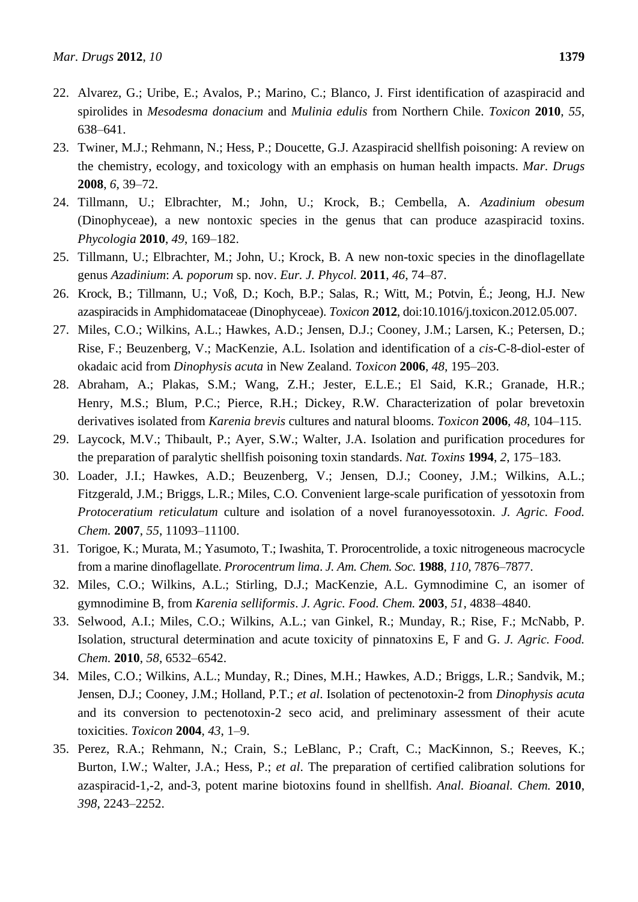22. Alvarez, G.; Uribe, E.; Avalos, P.; Marino, C.; Blanco, J. First identification of azaspiracid and spirolides in *Mesodesma donacium* and *Mulinia edulis* from Northern Chile. *Toxicon* **2010**, *55*, 638–641.
23. Twiner, M.J.; Rehmann, N.; Hess, P.; Doucette, G.J. Azaspiracid shellfish poisoning: A review on the chemistry, ecology, and toxicology with an emphasis on human health impacts. *Mar. Drugs* **2008**, *6*, 39–72.
24. Tillmann, U.; Elbrachter, M.; John, U.; Krock, B.; Cembella, A. *Azadinium obesum* (Dinophyceae), a new nontoxic species in the genus that can produce azaspiracid toxins. *Phycologia* **2010**, *49*, 169–182.
25. Tillmann, U.; Elbrachter, M.; John, U.; Krock, B. A new non-toxic species in the dinoflagellate genus *Azadinium*: *A. poporum* sp. nov. *Eur. J. Phycol.* **2011**, *46*, 74–87.
26. Krock, B.; Tillmann, U.; Voß, D.; Koch, B.P.; Salas, R.; Witt, M.; Potvin, É.; Jeong, H.J. New azaspiracids in Amphidomataceae (Dinophyceae). *Toxicon* **2012**, doi:10.1016/j.toxicon.2012.05.007.
27. Miles, C.O.; Wilkins, A.L.; Hawkes, A.D.; Jensen, D.J.; Cooney, J.M.; Larsen, K.; Petersen, D.; Rise, F.; Beuzenberg, V.; MacKenzie, A.L. Isolation and identification of a *cis*-C-8-diol-ester of okadaic acid from *Dinophysis acuta* in New Zealand. *Toxicon* **2006**, *48*, 195–203.
28. Abraham, A.; Plakas, S.M.; Wang, Z.H.; Jester, E.L.E.; El Said, K.R.; Granade, H.R.; Henry, M.S.; Blum, P.C.; Pierce, R.H.; Dickey, R.W. Characterization of polar brevetoxin derivatives isolated from *Karenia brevis* cultures and natural blooms. *Toxicon* **2006**, *48*, 104–115.
29. Laycock, M.V.; Thibault, P.; Ayer, S.W.; Walter, J.A. Isolation and purification procedures for the preparation of paralytic shellfish poisoning toxin standards. *Nat. Toxins* **1994**, *2*, 175–183.
30. Loader, J.I.; Hawkes, A.D.; Beuzenberg, V.; Jensen, D.J.; Cooney, J.M.; Wilkins, A.L.; Fitzgerald, J.M.; Briggs, L.R.; Miles, C.O. Convenient large-scale purification of yessotoxin from *Protoceratium reticulatum* culture and isolation of a novel furanoyessotoxin. *J. Agric. Food. Chem.* **2007**, *55*, 11093–11100.
31. Torigoe, K.; Murata, M.; Yasumoto, T.; Iwashita, T. Prorocentrolide, a toxic nitrogeneous macrocycle from a marine dinoflagellate. *Prorocentrum lima*. *J. Am. Chem. Soc.* **1988**, *110*, 7876–7877.
32. Miles, C.O.; Wilkins, A.L.; Stirling, D.J.; MacKenzie, A.L. Gymnodimine C, an isomer of gymnodimine B, from *Karenia selliformis*. *J. Agric. Food. Chem.* **2003**, *51*, 4838–4840.
33. Selwood, A.I.; Miles, C.O.; Wilkins, A.L.; van Ginkel, R.; Munday, R.; Rise, F.; McNabb, P. Isolation, structural determination and acute toxicity of pinnatoxins E, F and G. *J. Agric. Food. Chem.* **2010**, *58*, 6532–6542.
34. Miles, C.O.; Wilkins, A.L.; Munday, R.; Dines, M.H.; Hawkes, A.D.; Briggs, L.R.; Sandvik, M.; Jensen, D.J.; Cooney, J.M.; Holland, P.T.; *et al*. Isolation of pectenotoxin-2 from *Dinophysis acuta* and its conversion to pectenotoxin-2 seco acid, and preliminary assessment of their acute toxicities. *Toxicon* **2004**, *43*, 1–9.
35. Perez, R.A.; Rehmann, N.; Crain, S.; LeBlanc, P.; Craft, C.; MacKinnon, S.; Reeves, K.; Burton, I.W.; Walter, J.A.; Hess, P.; *et al*. The preparation of certified calibration solutions for azaspiracid-1,-2, and-3, potent marine biotoxins found in shellfish. *Anal. Bioanal. Chem.* **2010**, *398*, 2243–2252.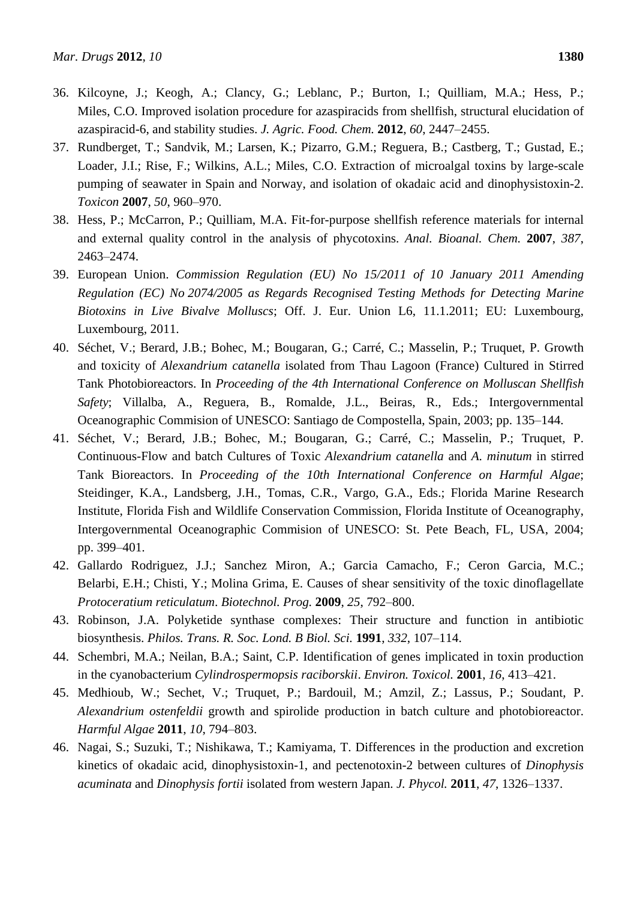36. Kilcoyne, J.; Keogh, A.; Clancy, G.; Leblanc, P.; Burton, I.; Quilliam, M.A.; Hess, P.; Miles, C.O. Improved isolation procedure for azaspiracids from shellfish, structural elucidation of azaspiracid-6, and stability studies. *J. Agric. Food. Chem.* **2012**, *60*, 2447–2455.
37. Rundberget, T.; Sandvik, M.; Larsen, K.; Pizarro, G.M.; Reguera, B.; Castberg, T.; Gustad, E.; Loader, J.I.; Rise, F.; Wilkins, A.L.; Miles, C.O. Extraction of microalgal toxins by large-scale pumping of seawater in Spain and Norway, and isolation of okadaic acid and dinophysistoxin-2. *Toxicon* **2007**, *50*, 960–970.
38. Hess, P.; McCarron, P.; Quilliam, M.A. Fit-for-purpose shellfish reference materials for internal and external quality control in the analysis of phycotoxins. *Anal. Bioanal. Chem.* **2007**, *387*, 2463–2474.
39. European Union. *Commission Regulation (EU) No 15/2011 of 10 January 2011 Amending Regulation (EC) No 2074/2005 as Regards Recognised Testing Methods for Detecting Marine Biotoxins in Live Bivalve Molluscs*; Off. J. Eur. Union L6, 11.1.2011; EU: Luxembourg, Luxembourg, 2011.
40. Séchet, V.; Berard, J.B.; Bohec, M.; Bougaran, G.; Carré, C.; Masselin, P.; Truquet, P. Growth and toxicity of *Alexandrium catanella* isolated from Thau Lagoon (France) Cultured in Stirred Tank Photobioreactors. In *Proceeding of the 4th International Conference on Molluscan Shellfish Safety*; Villalba, A., Reguera, B., Romalde, J.L., Beiras, R., Eds.; Intergovernmental Oceanographic Commision of UNESCO: Santiago de Compostella, Spain, 2003; pp. 135–144.
41. Séchet, V.; Berard, J.B.; Bohec, M.; Bougaran, G.; Carré, C.; Masselin, P.; Truquet, P. Continuous-Flow and batch Cultures of Toxic *Alexandrium catanella* and *A. minutum* in stirred Tank Bioreactors. In *Proceeding of the 10th International Conference on Harmful Algae*; Steidinger, K.A., Landsberg, J.H., Tomas, C.R., Vargo, G.A., Eds.; Florida Marine Research Institute, Florida Fish and Wildlife Conservation Commission, Florida Institute of Oceanography, Intergovernmental Oceanographic Commision of UNESCO: St. Pete Beach, FL, USA, 2004; pp. 399–401.
42. Gallardo Rodriguez, J.J.; Sanchez Miron, A.; Garcia Camacho, F.; Ceron Garcia, M.C.; Belarbi, E.H.; Chisti, Y.; Molina Grima, E. Causes of shear sensitivity of the toxic dinoflagellate *Protoceratium reticulatum*. *Biotechnol. Prog.* **2009**, *25*, 792–800.
43. Robinson, J.A. Polyketide synthase complexes: Their structure and function in antibiotic biosynthesis. *Philos. Trans. R. Soc. Lond. B Biol. Sci.* **1991**, *332*, 107–114.
44. Schembri, M.A.; Neilan, B.A.; Saint, C.P. Identification of genes implicated in toxin production in the cyanobacterium *Cylindrospermopsis raciborskii*. *Environ. Toxicol.* **2001**, *16*, 413–421.
45. Medhioub, W.; Sechet, V.; Truquet, P.; Bardouil, M.; Amzil, Z.; Lassus, P.; Soudant, P. *Alexandrium ostenfeldii* growth and spirolide production in batch culture and photobioreactor. *Harmful Algae* **2011**, *10*, 794–803.
46. Nagai, S.; Suzuki, T.; Nishikawa, T.; Kamiyama, T. Differences in the production and excretion kinetics of okadaic acid, dinophysistoxin-1, and pectenotoxin-2 between cultures of *Dinophysis acuminata* and *Dinophysis fortii* isolated from western Japan. *J. Phycol.* **2011**, *47*, 1326–1337.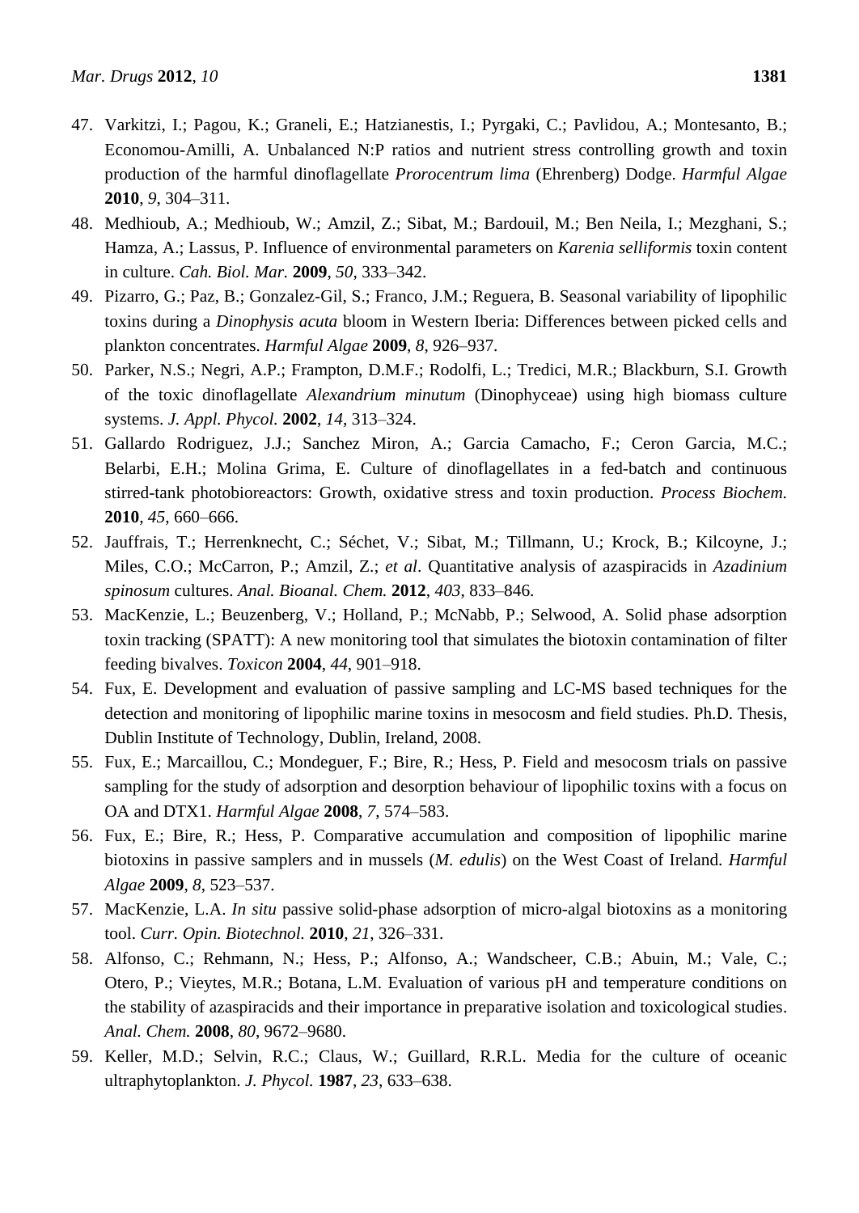47. Varkitzi, I.; Pagou, K.; Graneli, E.; Hatzianestis, I.; Pyrgaki, C.; Pavlidou, A.; Montesanto, B.; Economou-Amilli, A. Unbalanced N:P ratios and nutrient stress controlling growth and toxin production of the harmful dinoflagellate *Prorocentrum lima* (Ehrenberg) Dodge. *Harmful Algae* **2010**, *9*, 304–311.
48. Medhioub, A.; Medhioub, W.; Amzil, Z.; Sibat, M.; Bardouil, M.; Ben Neila, I.; Mezghani, S.; Hamza, A.; Lassus, P. Influence of environmental parameters on *Karenia selliformis* toxin content in culture. *Cah. Biol. Mar.* **2009**, *50*, 333–342.
49. Pizarro, G.; Paz, B.; Gonzalez-Gil, S.; Franco, J.M.; Reguera, B. Seasonal variability of lipophilic toxins during a *Dinophysis acuta* bloom in Western Iberia: Differences between picked cells and plankton concentrates. *Harmful Algae* **2009**, *8*, 926–937.
50. Parker, N.S.; Negri, A.P.; Frampton, D.M.F.; Rodolfi, L.; Tredici, M.R.; Blackburn, S.I. Growth of the toxic dinoflagellate *Alexandrium minutum* (Dinophyceae) using high biomass culture systems. *J. Appl. Phycol.* **2002**, *14*, 313–324.
51. Gallardo Rodriguez, J.J.; Sanchez Miron, A.; Garcia Camacho, F.; Ceron Garcia, M.C.; Belarbi, E.H.; Molina Grima, E. Culture of dinoflagellates in a fed-batch and continuous stirred-tank photobioreactors: Growth, oxidative stress and toxin production. *Process Biochem.* **2010**, *45*, 660–666.
52. Jauffrais, T.; Herrenknecht, C.; Séchet, V.; Sibat, M.; Tillmann, U.; Krock, B.; Kilcoyne, J.; Miles, C.O.; McCarron, P.; Amzil, Z.; *et al*. Quantitative analysis of azaspiracids in *Azadinium spinosum* cultures. *Anal. Bioanal. Chem.* **2012**, *403*, 833–846.
53. MacKenzie, L.; Beuzenberg, V.; Holland, P.; McNabb, P.; Selwood, A. Solid phase adsorption toxin tracking (SPATT): A new monitoring tool that simulates the biotoxin contamination of filter feeding bivalves. *Toxicon* **2004**, *44*, 901–918.
54. Fux, E. Development and evaluation of passive sampling and LC-MS based techniques for the detection and monitoring of lipophilic marine toxins in mesocosm and field studies. Ph.D. Thesis, Dublin Institute of Technology, Dublin, Ireland, 2008.
55. Fux, E.; Marcaillou, C.; Mondeguer, F.; Bire, R.; Hess, P. Field and mesocosm trials on passive sampling for the study of adsorption and desorption behaviour of lipophilic toxins with a focus on OA and DTX1. *Harmful Algae* **2008**, *7*, 574–583.
56. Fux, E.; Bire, R.; Hess, P. Comparative accumulation and composition of lipophilic marine biotoxins in passive samplers and in mussels (*M. edulis*) on the West Coast of Ireland. *Harmful Algae* **2009**, *8*, 523–537.
57. MacKenzie, L.A. *In situ* passive solid-phase adsorption of micro-algal biotoxins as a monitoring tool. *Curr. Opin. Biotechnol.* **2010**, *21*, 326–331.
58. Alfonso, C.; Rehmann, N.; Hess, P.; Alfonso, A.; Wandscheer, C.B.; Abuin, M.; Vale, C.; Otero, P.; Vieytes, M.R.; Botana, L.M. Evaluation of various pH and temperature conditions on the stability of azaspiracids and their importance in preparative isolation and toxicological studies. *Anal. Chem.* **2008**, *80*, 9672–9680.
59. Keller, M.D.; Selvin, R.C.; Claus, W.; Guillard, R.R.L. Media for the culture of oceanic ultraphytoplankton. *J. Phycol.* **1987**, *23*, 633–638.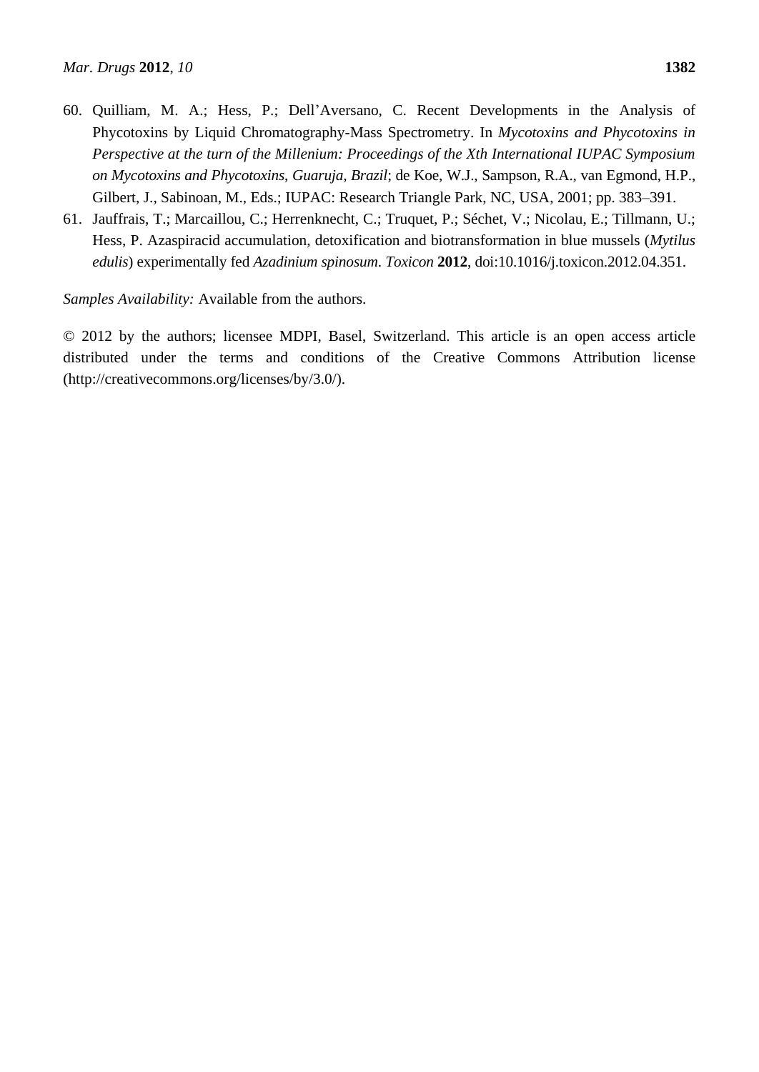60. Quilliam, M. A.; Hess, P.; Dell'Aversano, C. Recent Developments in the Analysis of Phycotoxins by Liquid Chromatography-Mass Spectrometry. In *Mycotoxins and Phycotoxins in Perspective at the turn of the Millenium: Proceedings of the Xth International IUPAC Symposium on Mycotoxins and Phycotoxins*, *Guaruja, Brazil*; de Koe, W.J., Sampson, R.A., van Egmond, H.P., Gilbert, J., Sabinoan, M., Eds.; IUPAC: Research Triangle Park, NC, USA, 2001; pp. 383–391.
61. Jauffrais, T.; Marcaillou, C.; Herrenknecht, C.; Truquet, P.; Séchet, V.; Nicolau, E.; Tillmann, U.; Hess, P. Azaspiracid accumulation, detoxification and biotransformation in blue mussels (*Mytilus edulis*) experimentally fed *Azadinium spinosum*. *Toxicon* **2012**, doi:10.1016/j.toxicon.2012.04.351.

*Samples Availability:* Available from the authors.

© 2012 by the authors; licensee MDPI, Basel, Switzerland. This article is an open access article distributed under the terms and conditions of the Creative Commons Attribution license (http://creativecommons.org/licenses/by/3.0/).